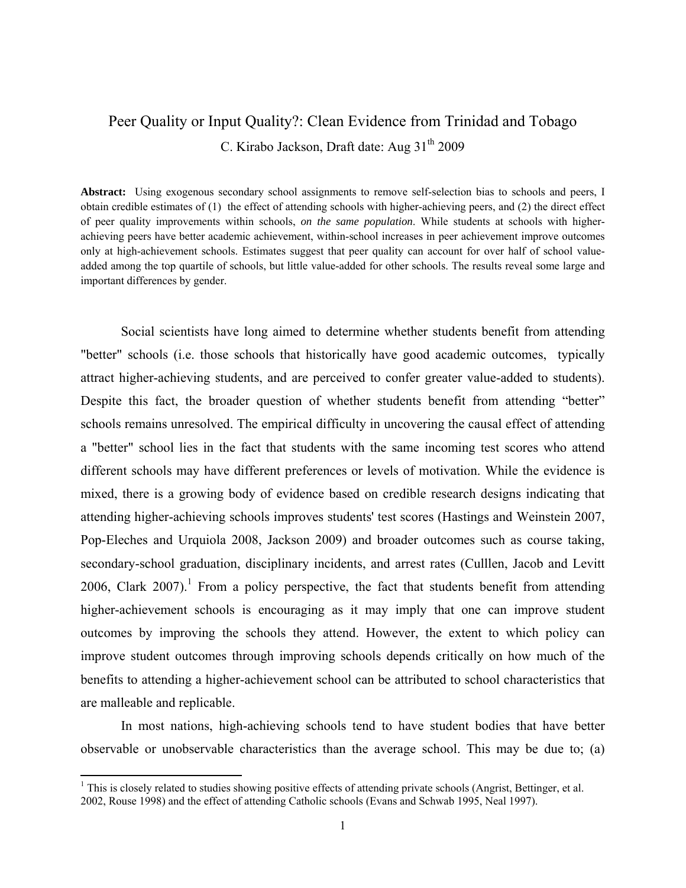# Peer Quality or Input Quality?: Clean Evidence from Trinidad and Tobago

C. Kirabo Jackson, Draft date: Aug 31th 2009

**Abstract:** Using exogenous secondary school assignments to remove self-selection bias to schools and peers, I obtain credible estimates of (1) the effect of attending schools with higher-achieving peers, and (2) the direct effect of peer quality improvements within schools, *on the same population*. While students at schools with higher-achieving peers have better academic achievement, within-school increases in peer achievement improve outcomes only at high-achievement schools. Estimates suggest that peer quality can account for over half of school value-added among the top quartile of schools, but little value-added for other schools. The results reveal some large and important differences by gender.

Social scientists have long aimed to determine whether students benefit from attending "better" schools (i.e. those schools that historically have good academic outcomes, typically attract higher-achieving students, and are perceived to confer greater value-added to students). Despite this fact, the broader question of whether students benefit from attending "better" schools remains unresolved. The empirical difficulty in uncovering the causal effect of attending a "better" school lies in the fact that students with the same incoming test scores who attend different schools may have different preferences or levels of motivation. While the evidence is mixed, there is a growing body of evidence based on credible research designs indicating that attending higher-achieving schools improves students' test scores (Hastings and Weinstein 2007, Pop-Eleches and Urquiola 2008, Jackson 2009) and broader outcomes such as course taking, secondary-school graduation, disciplinary incidents, and arrest rates (Culllen, Jacob and Levitt 2006, Clark 2007).[1] From a policy perspective, the fact that students benefit from attending higher-achievement schools is encouraging as it may imply that one can improve student outcomes by improving the schools they attend. However, the extent to which policy can improve student outcomes through improving schools depends critically on how much of the benefits to attending a higher-achievement school can be attributed to school characteristics that are malleable and replicable.

In most nations, high-achieving schools tend to have student bodies that have better observable or unobservable characteristics than the average school. This may be due to; (a)

[1] This is closely related to studies showing positive effects of attending private schools (Angrist, Bettinger, et al. 2002, Rouse 1998) and the effect of attending Catholic schools (Evans and Schwab 1995, Neal 1997).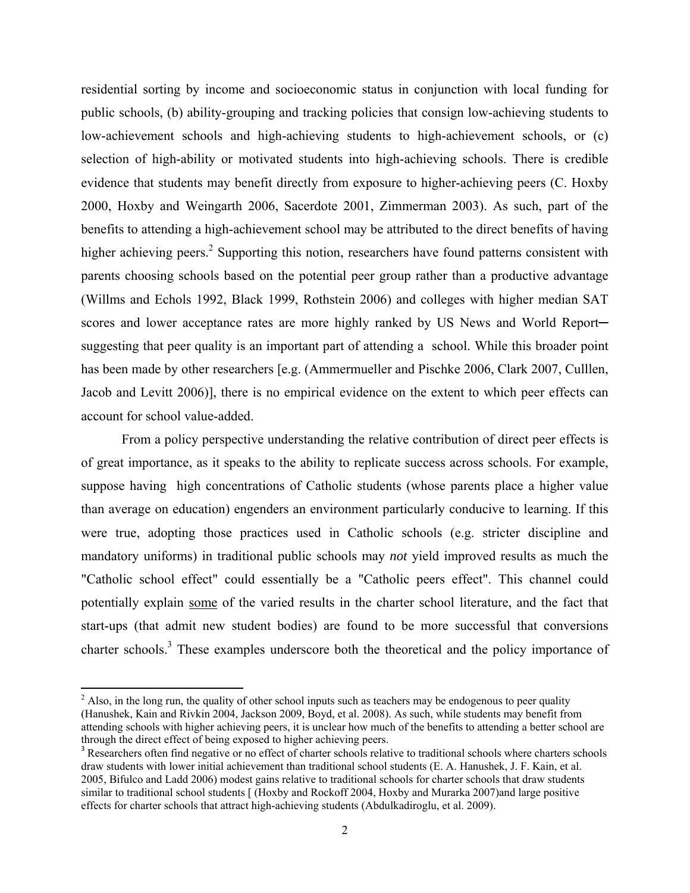residential sorting by income and socioeconomic status in conjunction with local funding for public schools, (b) ability-grouping and tracking policies that consign low-achieving students to low-achievement schools and high-achieving students to high-achievement schools, or (c) selection of high-ability or motivated students into high-achieving schools. There is credible evidence that students may benefit directly from exposure to higher-achieving peers (C. Hoxby 2000, Hoxby and Weingarth 2006, Sacerdote 2001, Zimmerman 2003). As such, part of the benefits to attending a high-achievement school may be attributed to the direct benefits of having higher achieving peers.[2] Supporting this notion, researchers have found patterns consistent with parents choosing schools based on the potential peer group rather than a productive advantage (Willms and Echols 1992, Black 1999, Rothstein 2006) and colleges with higher median SAT scores and lower acceptance rates are more highly ranked by US News and World Report─ suggesting that peer quality is an important part of attending a school. While this broader point has been made by other researchers [e.g. (Ammermueller and Pischke 2006, Clark 2007, Culllen, Jacob and Levitt 2006)], there is no empirical evidence on the extent to which peer effects can account for school value-added.

From a policy perspective understanding the relative contribution of direct peer effects is of great importance, as it speaks to the ability to replicate success across schools. For example, suppose having high concentrations of Catholic students (whose parents place a higher value than average on education) engenders an environment particularly conducive to learning. If this were true, adopting those practices used in Catholic schools (e.g. stricter discipline and mandatory uniforms) in traditional public schools may *not* yield improved results as much the "Catholic school effect" could essentially be a "Catholic peers effect". This channel could potentially explain <u>some</u> of the varied results in the charter school literature, and the fact that start-ups (that admit new student bodies) are found to be more successful that conversions charter schools.[3] These examples underscore both the theoretical and the policy importance of

---

[2] Also, in the long run, the quality of other school inputs such as teachers may be endogenous to peer quality (Hanushek, Kain and Rivkin 2004, Jackson 2009, Boyd, et al. 2008). As such, while students may benefit from attending schools with higher achieving peers, it is unclear how much of the benefits to attending a better school are through the direct effect of being exposed to higher achieving peers.

[3] Researchers often find negative or no effect of charter schools relative to traditional schools where charters schools draw students with lower initial achievement than traditional school students (E. A. Hanushek, J. F. Kain, et al. 2005, Bifulco and Ladd 2006) modest gains relative to traditional schools for charter schools that draw students similar to traditional school students [ (Hoxby and Rockoff 2004, Hoxby and Murarka 2007)and large positive effects for charter schools that attract high-achieving students (Abdulkadiroglu, et al. 2009).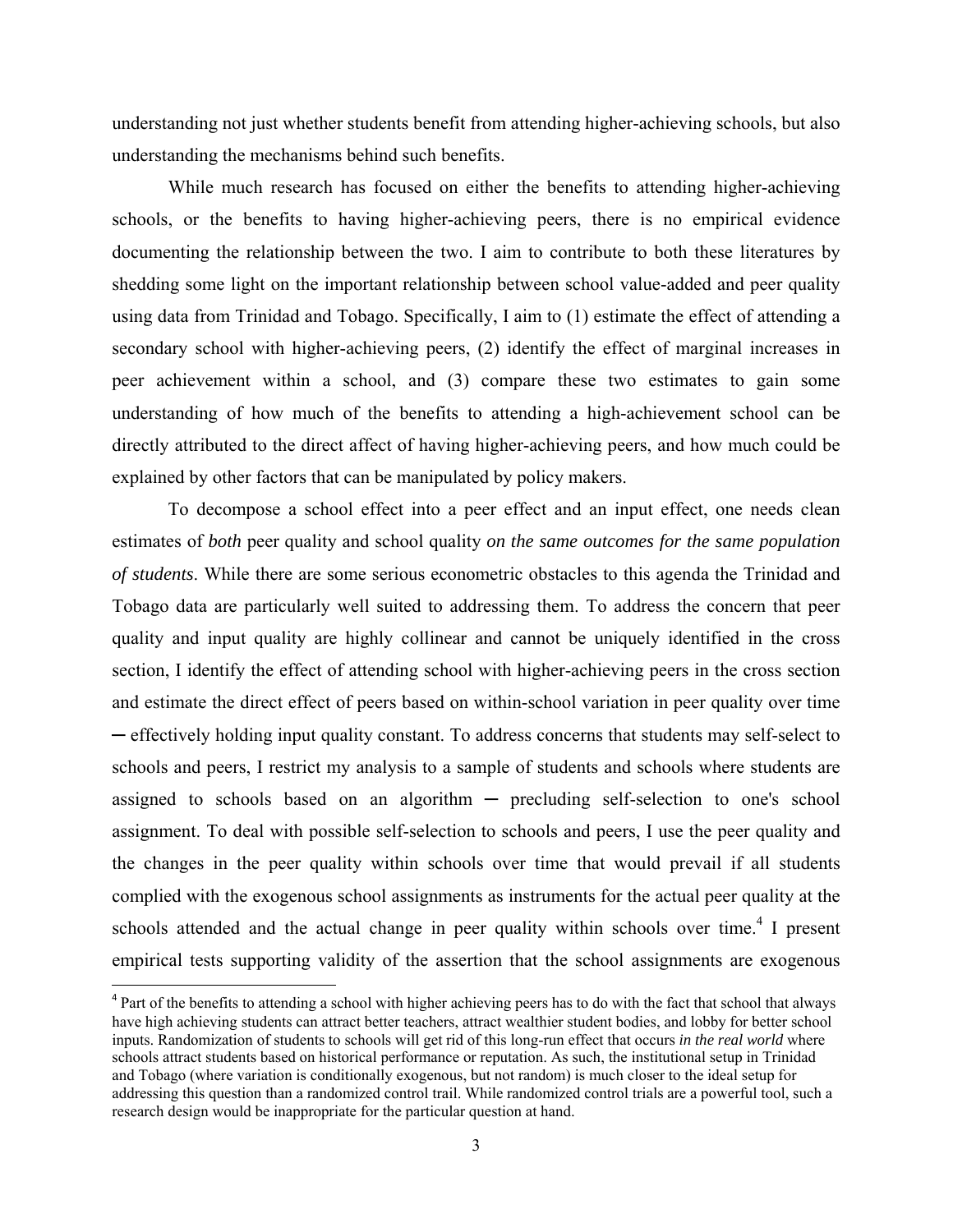understanding not just whether students benefit from attending higher-achieving schools, but also understanding the mechanisms behind such benefits.

While much research has focused on either the benefits to attending higher-achieving schools, or the benefits to having higher-achieving peers, there is no empirical evidence documenting the relationship between the two. I aim to contribute to both these literatures by shedding some light on the important relationship between school value-added and peer quality using data from Trinidad and Tobago. Specifically, I aim to (1) estimate the effect of attending a secondary school with higher-achieving peers, (2) identify the effect of marginal increases in peer achievement within a school, and (3) compare these two estimates to gain some understanding of how much of the benefits to attending a high-achievement school can be directly attributed to the direct affect of having higher-achieving peers, and how much could be explained by other factors that can be manipulated by policy makers.

To decompose a school effect into a peer effect and an input effect, one needs clean estimates of *both* peer quality and school quality *on the same outcomes for the same population of students*. While there are some serious econometric obstacles to this agenda the Trinidad and Tobago data are particularly well suited to addressing them. To address the concern that peer quality and input quality are highly collinear and cannot be uniquely identified in the cross section, I identify the effect of attending school with higher-achieving peers in the cross section and estimate the direct effect of peers based on within-school variation in peer quality over time ─ effectively holding input quality constant. To address concerns that students may self-select to schools and peers, I restrict my analysis to a sample of students and schools where students are assigned to schools based on an algorithm ─ precluding self-selection to one's school assignment. To deal with possible self-selection to schools and peers, I use the peer quality and the changes in the peer quality within schools over time that would prevail if all students complied with the exogenous school assignments as instruments for the actual peer quality at the schools attended and the actual change in peer quality within schools over time.[4] I present empirical tests supporting validity of the assertion that the school assignments are exogenous

[4] Part of the benefits to attending a school with higher achieving peers has to do with the fact that school that always have high achieving students can attract better teachers, attract wealthier student bodies, and lobby for better school inputs. Randomization of students to schools will get rid of this long-run effect that occurs *in the real world* where schools attract students based on historical performance or reputation. As such, the institutional setup in Trinidad and Tobago (where variation is conditionally exogenous, but not random) is much closer to the ideal setup for addressing this question than a randomized control trail. While randomized control trials are a powerful tool, such a research design would be inappropriate for the particular question at hand.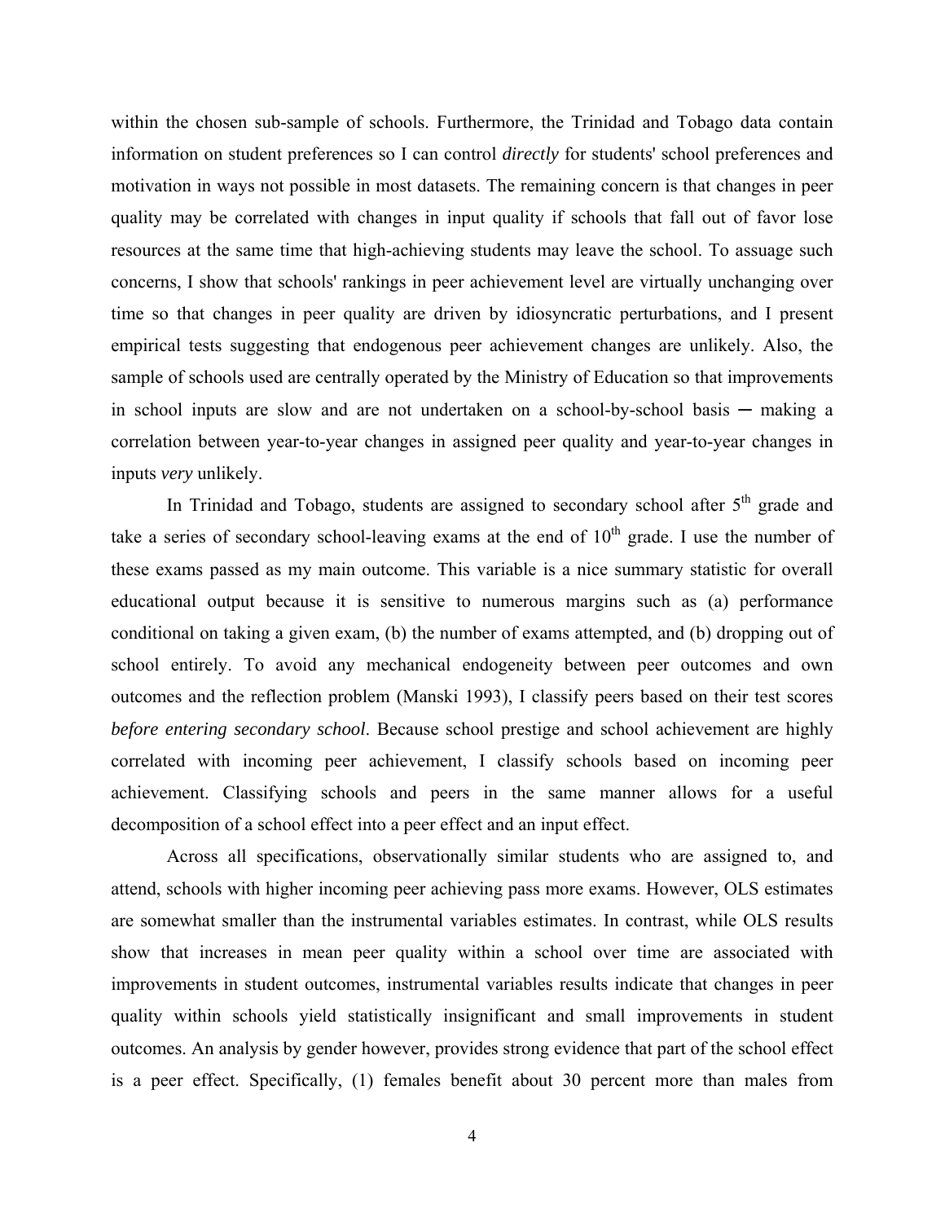within the chosen sub-sample of schools. Furthermore, the Trinidad and Tobago data contain information on student preferences so I can control *directly* for students' school preferences and motivation in ways not possible in most datasets. The remaining concern is that changes in peer quality may be correlated with changes in input quality if schools that fall out of favor lose resources at the same time that high-achieving students may leave the school. To assuage such concerns, I show that schools' rankings in peer achievement level are virtually unchanging over time so that changes in peer quality are driven by idiosyncratic perturbations, and I present empirical tests suggesting that endogenous peer achievement changes are unlikely. Also, the sample of schools used are centrally operated by the Ministry of Education so that improvements in school inputs are slow and are not undertaken on a school-by-school basis ─ making a correlation between year-to-year changes in assigned peer quality and year-to-year changes in inputs *very* unlikely.

In Trinidad and Tobago, students are assigned to secondary school after 5th grade and take a series of secondary school-leaving exams at the end of 10th grade. I use the number of these exams passed as my main outcome. This variable is a nice summary statistic for overall educational output because it is sensitive to numerous margins such as (a) performance conditional on taking a given exam, (b) the number of exams attempted, and (b) dropping out of school entirely. To avoid any mechanical endogeneity between peer outcomes and own outcomes and the reflection problem (Manski 1993), I classify peers based on their test scores *before entering secondary school*. Because school prestige and school achievement are highly correlated with incoming peer achievement, I classify schools based on incoming peer achievement. Classifying schools and peers in the same manner allows for a useful decomposition of a school effect into a peer effect and an input effect.

Across all specifications, observationally similar students who are assigned to, and attend, schools with higher incoming peer achieving pass more exams. However, OLS estimates are somewhat smaller than the instrumental variables estimates. In contrast, while OLS results show that increases in mean peer quality within a school over time are associated with improvements in student outcomes, instrumental variables results indicate that changes in peer quality within schools yield statistically insignificant and small improvements in student outcomes. An analysis by gender however, provides strong evidence that part of the school effect is a peer effect. Specifically, (1) females benefit about 30 percent more than males from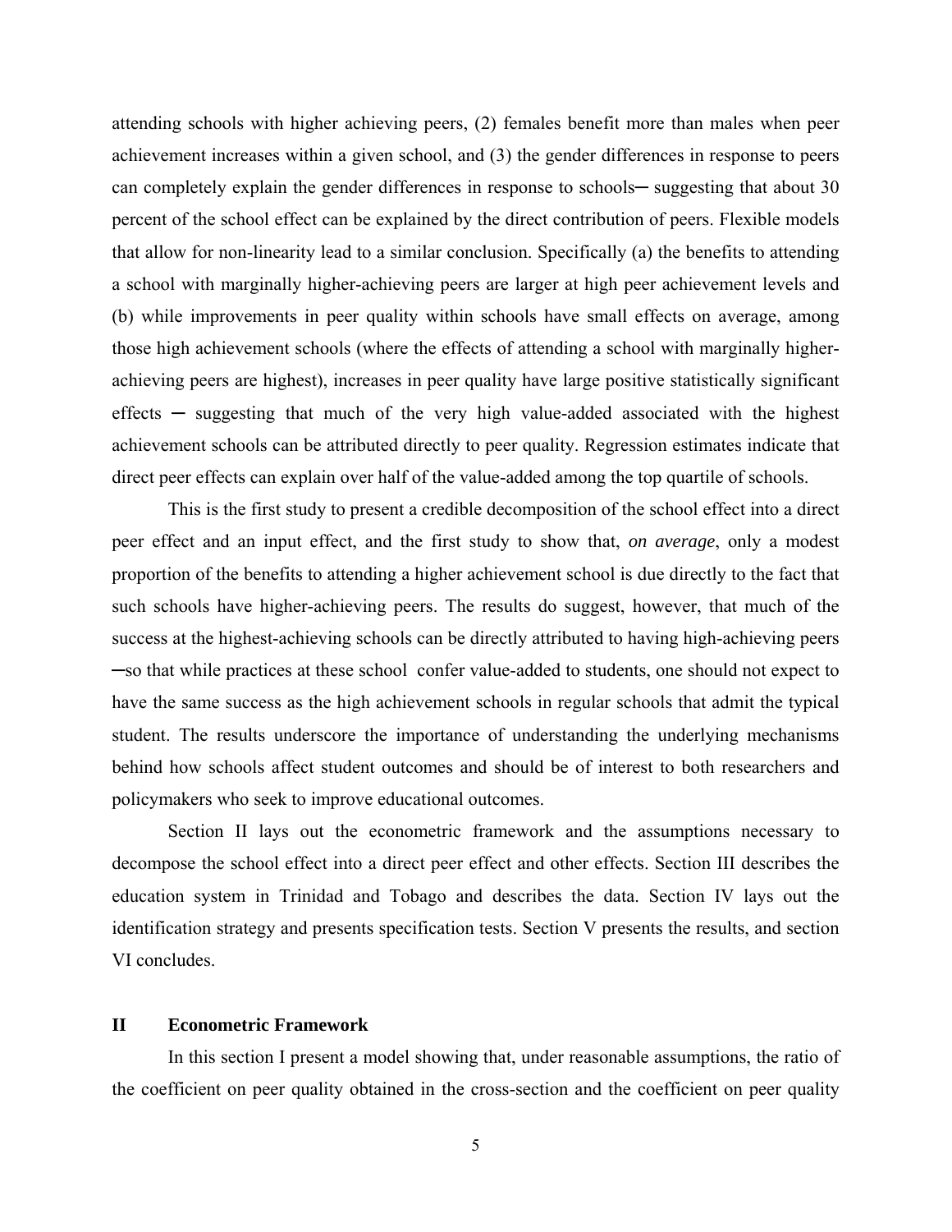attending schools with higher achieving peers, (2) females benefit more than males when peer achievement increases within a given school, and (3) the gender differences in response to peers can completely explain the gender differences in response to schools─ suggesting that about 30 percent of the school effect can be explained by the direct contribution of peers. Flexible models that allow for non-linearity lead to a similar conclusion. Specifically (a) the benefits to attending a school with marginally higher-achieving peers are larger at high peer achievement levels and (b) while improvements in peer quality within schools have small effects on average, among those high achievement schools (where the effects of attending a school with marginally higher-achieving peers are highest), increases in peer quality have large positive statistically significant effects ─ suggesting that much of the very high value-added associated with the highest achievement schools can be attributed directly to peer quality. Regression estimates indicate that direct peer effects can explain over half of the value-added among the top quartile of schools.

This is the first study to present a credible decomposition of the school effect into a direct peer effect and an input effect, and the first study to show that, *on average*, only a modest proportion of the benefits to attending a higher achievement school is due directly to the fact that such schools have higher-achieving peers. The results do suggest, however, that much of the success at the highest-achieving schools can be directly attributed to having high-achieving peers ─so that while practices at these school confer value-added to students, one should not expect to have the same success as the high achievement schools in regular schools that admit the typical student. The results underscore the importance of understanding the underlying mechanisms behind how schools affect student outcomes and should be of interest to both researchers and policymakers who seek to improve educational outcomes.

Section II lays out the econometric framework and the assumptions necessary to decompose the school effect into a direct peer effect and other effects. Section III describes the education system in Trinidad and Tobago and describes the data. Section IV lays out the identification strategy and presents specification tests. Section V presents the results, and section VI concludes.

## II Econometric Framework

In this section I present a model showing that, under reasonable assumptions, the ratio of the coefficient on peer quality obtained in the cross-section and the coefficient on peer quality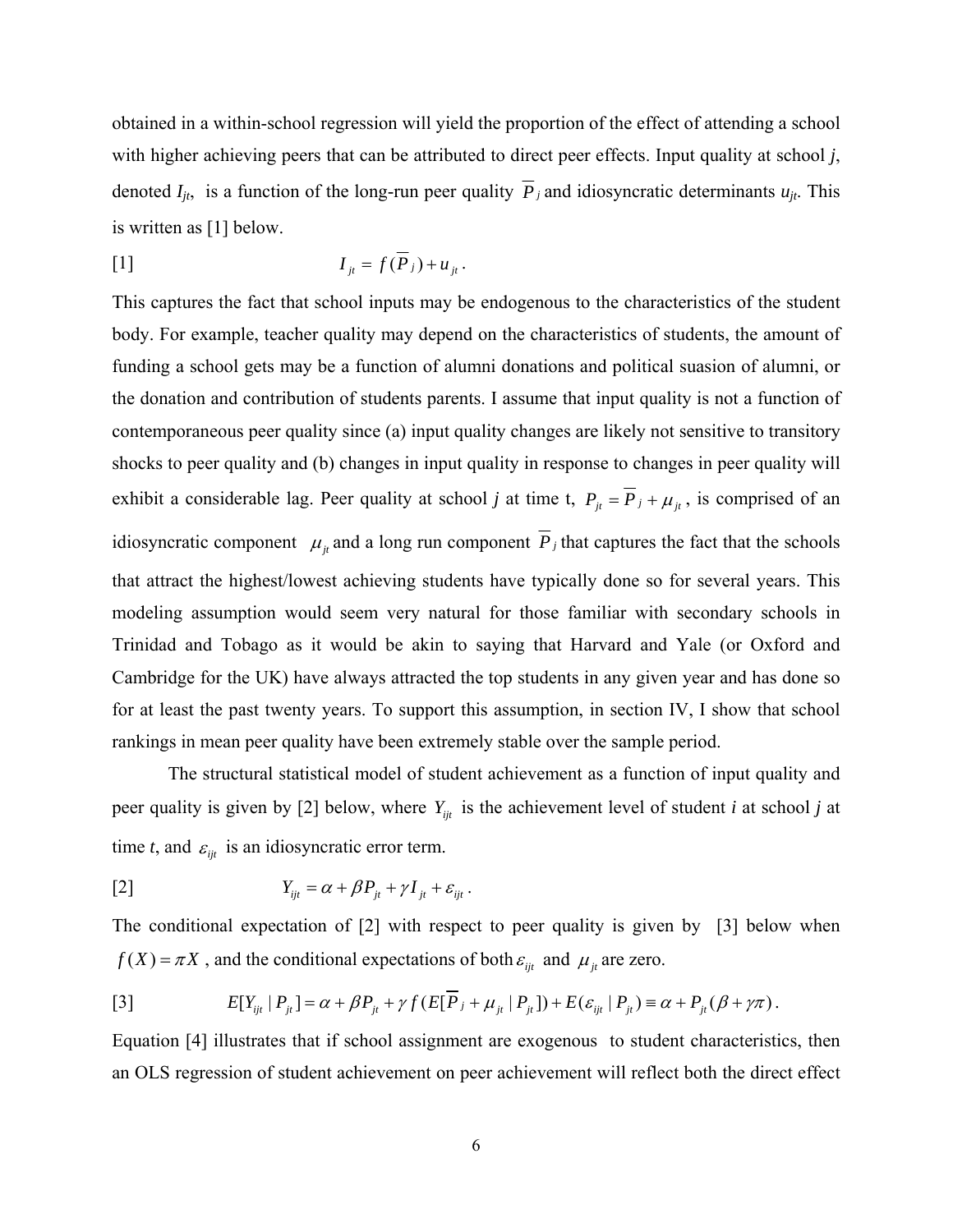obtained in a within-school regression will yield the proportion of the effect of attending a school with higher achieving peers that can be attributed to direct peer effects. Input quality at school *j*, denoted $I_{jt}$, is a function of the long-run peer quality $\overline{P}_j$ and idiosyncratic determinants $u_{jt}$. This is written as [1] below.

$$[1] \qquad I_{jt} = f(\overline{P}_j) + u_{jt}\,.$$

This captures the fact that school inputs may be endogenous to the characteristics of the student body. For example, teacher quality may depend on the characteristics of students, the amount of funding a school gets may be a function of alumni donations and political suasion of alumni, or the donation and contribution of students parents. I assume that input quality is not a function of contemporaneous peer quality since (a) input quality changes are likely not sensitive to transitory shocks to peer quality and (b) changes in input quality in response to changes in peer quality will exhibit a considerable lag. Peer quality at school *j* at time t, $P_{jt} = \overline{P}_j + \mu_{jt}$, is comprised of an idiosyncratic component $\mu_{jt}$ and a long run component $\overline{P}_j$ that captures the fact that the schools that attract the highest/lowest achieving students have typically done so for several years. This modeling assumption would seem very natural for those familiar with secondary schools in Trinidad and Tobago as it would be akin to saying that Harvard and Yale (or Oxford and Cambridge for the UK) have always attracted the top students in any given year and has done so for at least the past twenty years. To support this assumption, in section IV, I show that school rankings in mean peer quality have been extremely stable over the sample period.

The structural statistical model of student achievement as a function of input quality and peer quality is given by [2] below, where $Y_{ijt}$ is the achievement level of student *i* at school *j* at time *t*, and $\varepsilon_{ijt}$ is an idiosyncratic error term.

$$[2] \qquad Y_{ijt} = \alpha + \beta P_{jt} + \gamma I_{jt} + \varepsilon_{ijt}\,.$$

The conditional expectation of [2] with respect to peer quality is given by [3] below when $f(X) = \pi X$, and the conditional expectations of both $\varepsilon_{ijt}$ and $\mu_{jt}$ are zero.

$$[3] \qquad E[Y_{ijt} \mid P_{jt}] = \alpha + \beta P_{jt} + \gamma f(E[\overline{P}_j + \mu_{jt} \mid P_{jt}]) + E(\varepsilon_{ijt} \mid P_{jt}) \equiv \alpha + P_{jt}(\beta + \gamma\pi)\,.$$

Equation [4] illustrates that if school assignment are exogenous to student characteristics, then an OLS regression of student achievement on peer achievement will reflect both the direct effect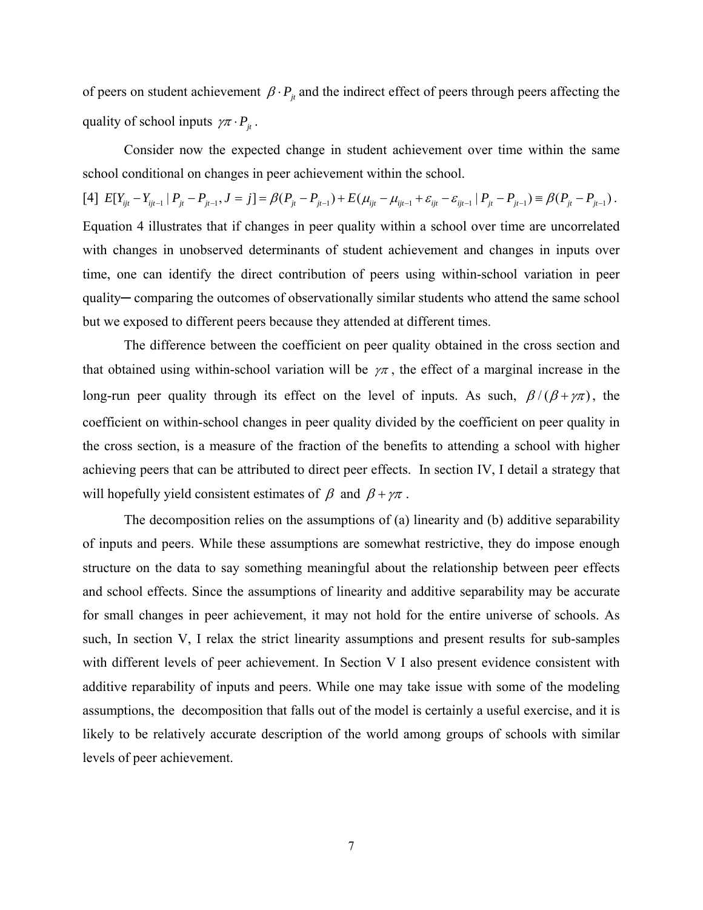of peers on student achievement $\beta \cdot P_{jt}$ and the indirect effect of peers through peers affecting the quality of school inputs $\gamma\pi \cdot P_{jt}$.

Consider now the expected change in student achievement over time within the same school conditional on changes in peer achievement within the school.

$$[4]\ E[Y_{ijt} - Y_{ijt-1} \mid P_{jt} - P_{jt-1}, J = j] = \beta(P_{jt} - P_{jt-1}) + E(\mu_{ijt} - \mu_{ijt-1} + \varepsilon_{ijt} - \varepsilon_{ijt-1} \mid P_{jt} - P_{jt-1}) \equiv \beta(P_{jt} - P_{jt-1}).$$

Equation 4 illustrates that if changes in peer quality within a school over time are uncorrelated with changes in unobserved determinants of student achievement and changes in inputs over time, one can identify the direct contribution of peers using within-school variation in peer quality─ comparing the outcomes of observationally similar students who attend the same school but we exposed to different peers because they attended at different times.

The difference between the coefficient on peer quality obtained in the cross section and that obtained using within-school variation will be $\gamma\pi$, the effect of a marginal increase in the long-run peer quality through its effect on the level of inputs. As such, $\beta/(\beta+\gamma\pi)$, the coefficient on within-school changes in peer quality divided by the coefficient on peer quality in the cross section, is a measure of the fraction of the benefits to attending a school with higher achieving peers that can be attributed to direct peer effects. In section IV, I detail a strategy that will hopefully yield consistent estimates of $\beta$ and $\beta+\gamma\pi$.

The decomposition relies on the assumptions of (a) linearity and (b) additive separability of inputs and peers. While these assumptions are somewhat restrictive, they do impose enough structure on the data to say something meaningful about the relationship between peer effects and school effects. Since the assumptions of linearity and additive separability may be accurate for small changes in peer achievement, it may not hold for the entire universe of schools. As such, In section V, I relax the strict linearity assumptions and present results for sub-samples with different levels of peer achievement. In Section V I also present evidence consistent with additive reparability of inputs and peers. While one may take issue with some of the modeling assumptions, the decomposition that falls out of the model is certainly a useful exercise, and it is likely to be relatively accurate description of the world among groups of schools with similar levels of peer achievement.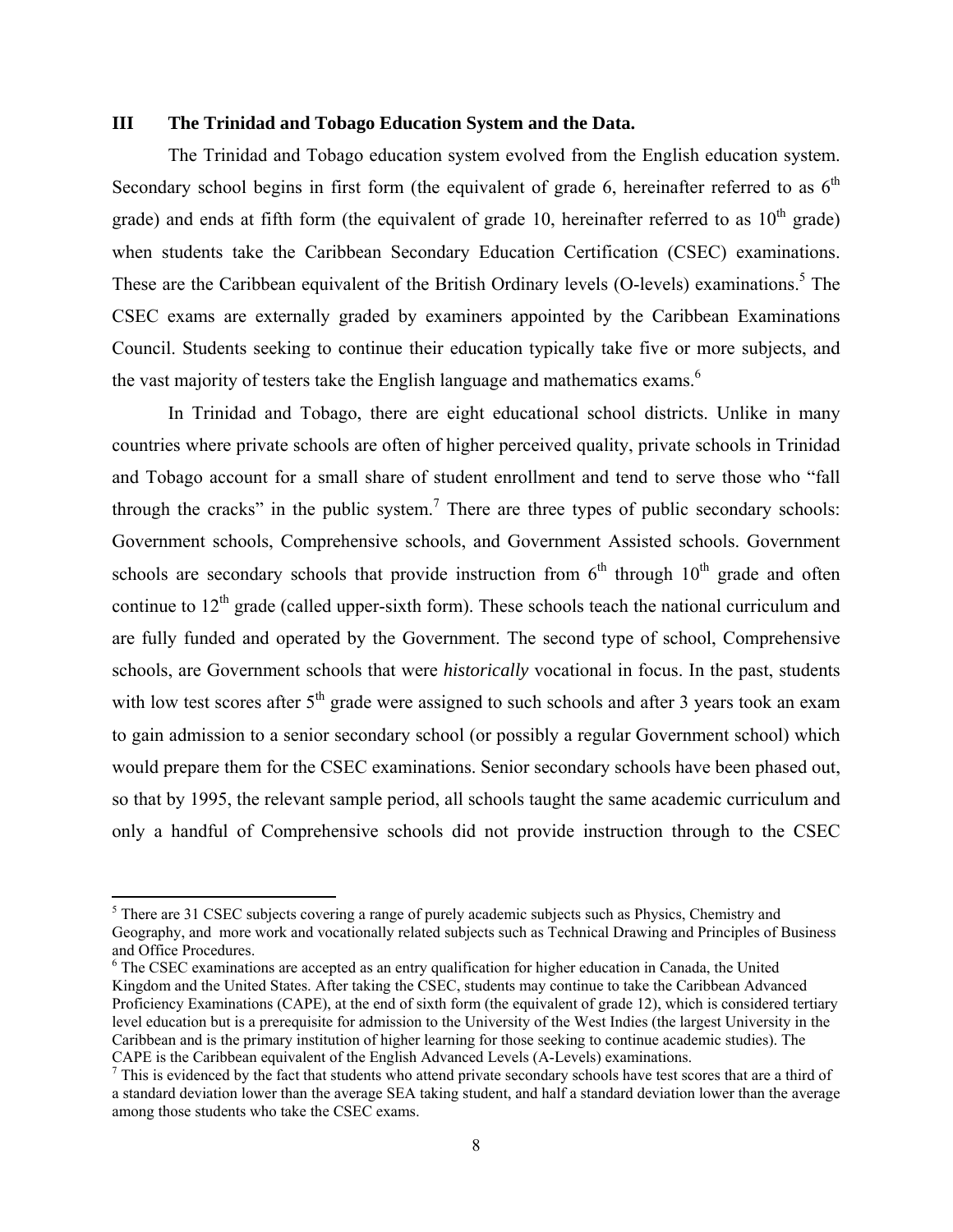## III The Trinidad and Tobago Education System and the Data.

The Trinidad and Tobago education system evolved from the English education system. Secondary school begins in first form (the equivalent of grade 6, hereinafter referred to as 6th grade) and ends at fifth form (the equivalent of grade 10, hereinafter referred to as 10th grade) when students take the Caribbean Secondary Education Certification (CSEC) examinations. These are the Caribbean equivalent of the British Ordinary levels (O-levels) examinations.[5] The CSEC exams are externally graded by examiners appointed by the Caribbean Examinations Council. Students seeking to continue their education typically take five or more subjects, and the vast majority of testers take the English language and mathematics exams.[6]

In Trinidad and Tobago, there are eight educational school districts. Unlike in many countries where private schools are often of higher perceived quality, private schools in Trinidad and Tobago account for a small share of student enrollment and tend to serve those who "fall through the cracks" in the public system.[7] There are three types of public secondary schools: Government schools, Comprehensive schools, and Government Assisted schools. Government schools are secondary schools that provide instruction from 6th through 10th grade and often continue to 12th grade (called upper-sixth form). These schools teach the national curriculum and are fully funded and operated by the Government. The second type of school, Comprehensive schools, are Government schools that were *historically* vocational in focus. In the past, students with low test scores after 5th grade were assigned to such schools and after 3 years took an exam to gain admission to a senior secondary school (or possibly a regular Government school) which would prepare them for the CSEC examinations. Senior secondary schools have been phased out, so that by 1995, the relevant sample period, all schools taught the same academic curriculum and only a handful of Comprehensive schools did not provide instruction through to the CSEC

---

[5] There are 31 CSEC subjects covering a range of purely academic subjects such as Physics, Chemistry and Geography, and more work and vocationally related subjects such as Technical Drawing and Principles of Business and Office Procedures.

[6] The CSEC examinations are accepted as an entry qualification for higher education in Canada, the United Kingdom and the United States. After taking the CSEC, students may continue to take the Caribbean Advanced Proficiency Examinations (CAPE), at the end of sixth form (the equivalent of grade 12), which is considered tertiary level education but is a prerequisite for admission to the University of the West Indies (the largest University in the Caribbean and is the primary institution of higher learning for those seeking to continue academic studies). The CAPE is the Caribbean equivalent of the English Advanced Levels (A-Levels) examinations.

[7] This is evidenced by the fact that students who attend private secondary schools have test scores that are a third of a standard deviation lower than the average SEA taking student, and half a standard deviation lower than the average among those students who take the CSEC exams.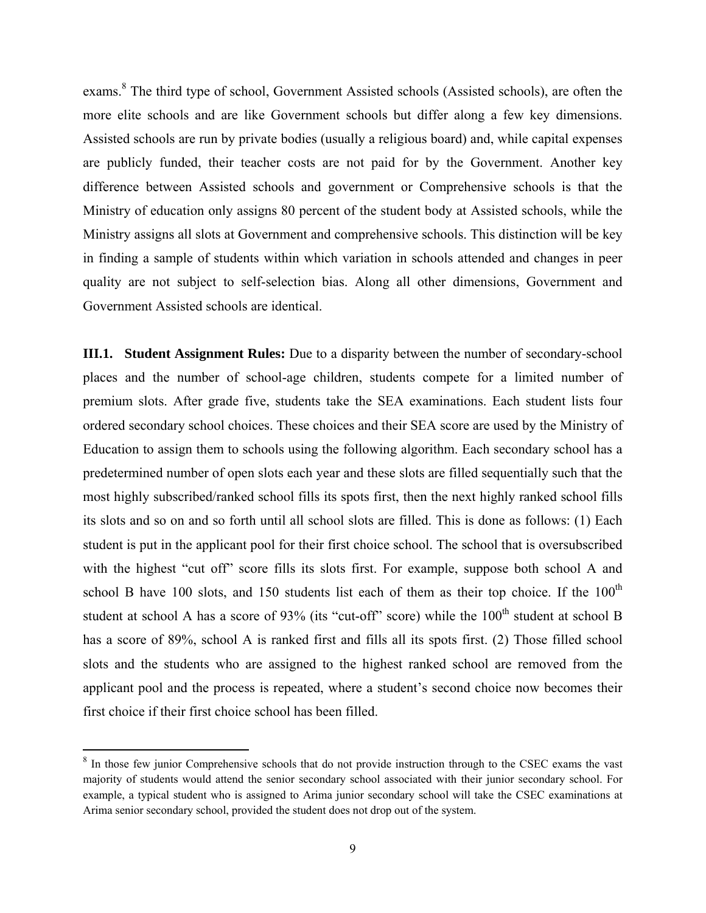exams.[8] The third type of school, Government Assisted schools (Assisted schools), are often the more elite schools and are like Government schools but differ along a few key dimensions. Assisted schools are run by private bodies (usually a religious board) and, while capital expenses are publicly funded, their teacher costs are not paid for by the Government. Another key difference between Assisted schools and government or Comprehensive schools is that the Ministry of education only assigns 80 percent of the student body at Assisted schools, while the Ministry assigns all slots at Government and comprehensive schools. This distinction will be key in finding a sample of students within which variation in schools attended and changes in peer quality are not subject to self-selection bias. Along all other dimensions, Government and Government Assisted schools are identical.

**III.1. Student Assignment Rules:** Due to a disparity between the number of secondary-school places and the number of school-age children, students compete for a limited number of premium slots. After grade five, students take the SEA examinations. Each student lists four ordered secondary school choices. These choices and their SEA score are used by the Ministry of Education to assign them to schools using the following algorithm. Each secondary school has a predetermined number of open slots each year and these slots are filled sequentially such that the most highly subscribed/ranked school fills its spots first, then the next highly ranked school fills its slots and so on and so forth until all school slots are filled. This is done as follows: (1) Each student is put in the applicant pool for their first choice school. The school that is oversubscribed with the highest "cut off" score fills its slots first. For example, suppose both school A and school B have 100 slots, and 150 students list each of them as their top choice. If the 100th student at school A has a score of 93% (its "cut-off" score) while the 100th student at school B has a score of 89%, school A is ranked first and fills all its spots first. (2) Those filled school slots and the students who are assigned to the highest ranked school are removed from the applicant pool and the process is repeated, where a student's second choice now becomes their first choice if their first choice school has been filled.

[8] In those few junior Comprehensive schools that do not provide instruction through to the CSEC exams the vast majority of students would attend the senior secondary school associated with their junior secondary school. For example, a typical student who is assigned to Arima junior secondary school will take the CSEC examinations at Arima senior secondary school, provided the student does not drop out of the system.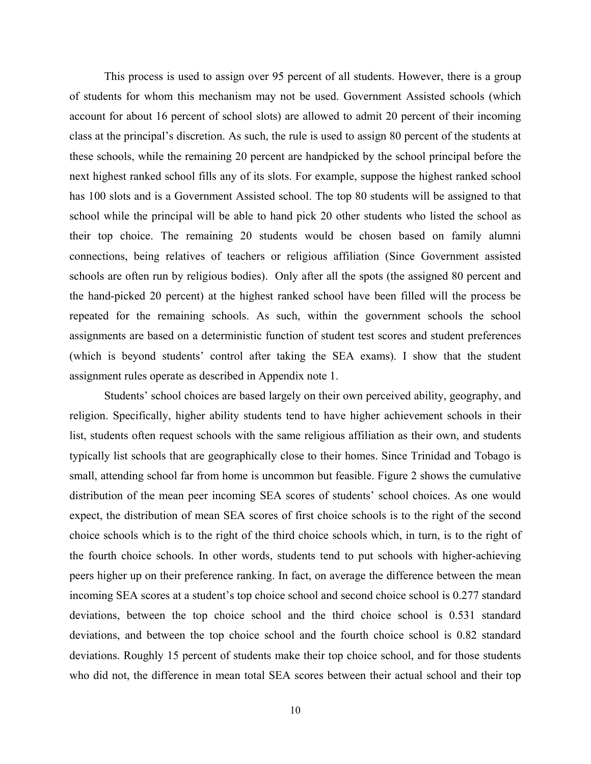This process is used to assign over 95 percent of all students. However, there is a group of students for whom this mechanism may not be used. Government Assisted schools (which account for about 16 percent of school slots) are allowed to admit 20 percent of their incoming class at the principal's discretion. As such, the rule is used to assign 80 percent of the students at these schools, while the remaining 20 percent are handpicked by the school principal before the next highest ranked school fills any of its slots. For example, suppose the highest ranked school has 100 slots and is a Government Assisted school. The top 80 students will be assigned to that school while the principal will be able to hand pick 20 other students who listed the school as their top choice. The remaining 20 students would be chosen based on family alumni connections, being relatives of teachers or religious affiliation (Since Government assisted schools are often run by religious bodies). Only after all the spots (the assigned 80 percent and the hand-picked 20 percent) at the highest ranked school have been filled will the process be repeated for the remaining schools. As such, within the government schools the school assignments are based on a deterministic function of student test scores and student preferences (which is beyond students' control after taking the SEA exams). I show that the student assignment rules operate as described in Appendix note 1.

Students' school choices are based largely on their own perceived ability, geography, and religion. Specifically, higher ability students tend to have higher achievement schools in their list, students often request schools with the same religious affiliation as their own, and students typically list schools that are geographically close to their homes. Since Trinidad and Tobago is small, attending school far from home is uncommon but feasible. Figure 2 shows the cumulative distribution of the mean peer incoming SEA scores of students' school choices. As one would expect, the distribution of mean SEA scores of first choice schools is to the right of the second choice schools which is to the right of the third choice schools which, in turn, is to the right of the fourth choice schools. In other words, students tend to put schools with higher-achieving peers higher up on their preference ranking. In fact, on average the difference between the mean incoming SEA scores at a student's top choice school and second choice school is 0.277 standard deviations, between the top choice school and the third choice school is 0.531 standard deviations, and between the top choice school and the fourth choice school is 0.82 standard deviations. Roughly 15 percent of students make their top choice school, and for those students who did not, the difference in mean total SEA scores between their actual school and their top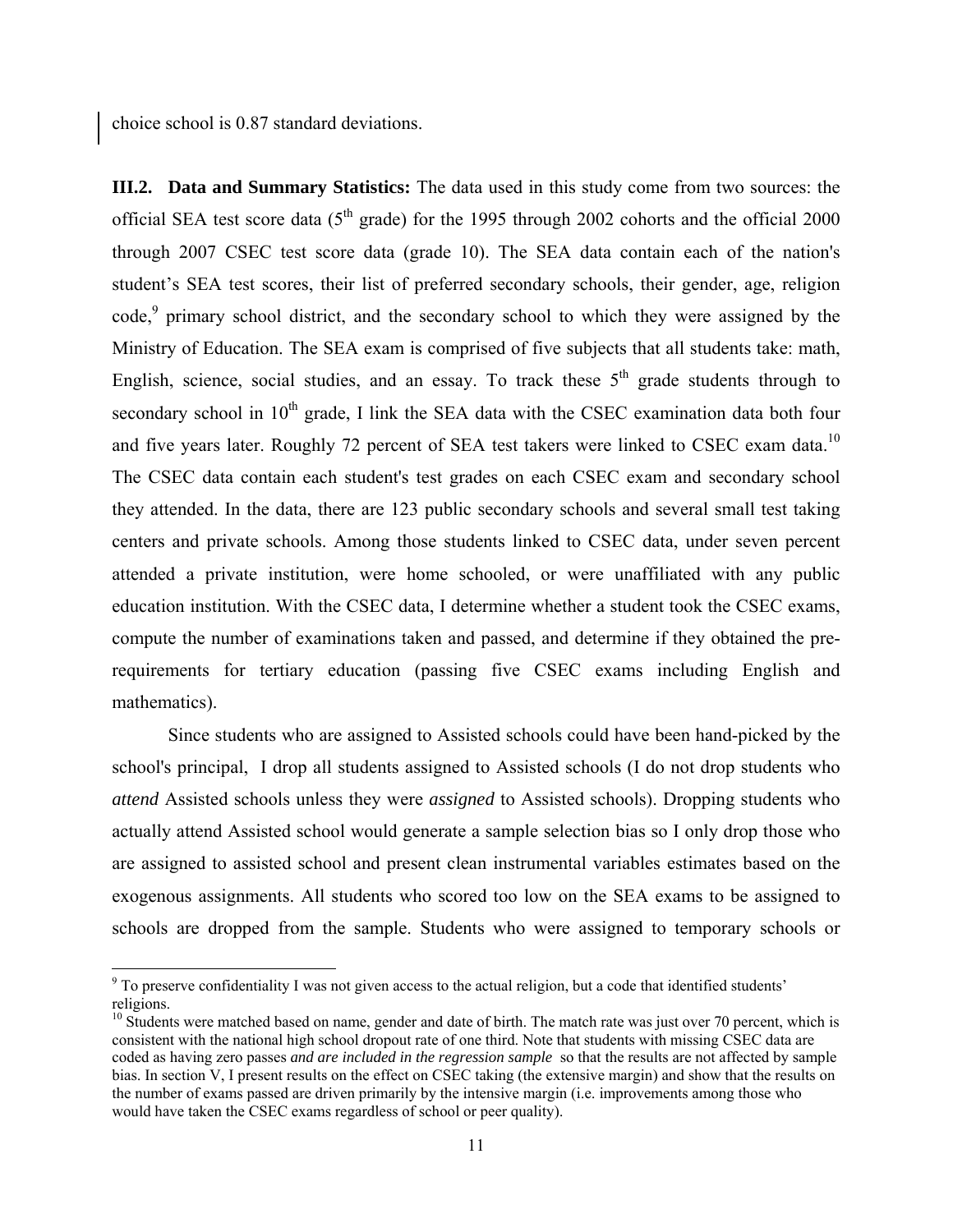choice school is 0.87 standard deviations.

**III.2. Data and Summary Statistics:** The data used in this study come from two sources: the official SEA test score data ($5^{th}$ grade) for the 1995 through 2002 cohorts and the official 2000 through 2007 CSEC test score data (grade 10). The SEA data contain each of the nation's student's SEA test scores, their list of preferred secondary schools, their gender, age, religion code,[9] primary school district, and the secondary school to which they were assigned by the Ministry of Education. The SEA exam is comprised of five subjects that all students take: math, English, science, social studies, and an essay. To track these $5^{th}$ grade students through to secondary school in $10^{th}$ grade, I link the SEA data with the CSEC examination data both four and five years later. Roughly 72 percent of SEA test takers were linked to CSEC exam data.[10] The CSEC data contain each student's test grades on each CSEC exam and secondary school they attended. In the data, there are 123 public secondary schools and several small test taking centers and private schools. Among those students linked to CSEC data, under seven percent attended a private institution, were home schooled, or were unaffiliated with any public education institution. With the CSEC data, I determine whether a student took the CSEC exams, compute the number of examinations taken and passed, and determine if they obtained the pre-requirements for tertiary education (passing five CSEC exams including English and mathematics).

Since students who are assigned to Assisted schools could have been hand-picked by the school's principal, I drop all students assigned to Assisted schools (I do not drop students who *attend* Assisted schools unless they were *assigned* to Assisted schools). Dropping students who actually attend Assisted school would generate a sample selection bias so I only drop those who are assigned to assisted school and present clean instrumental variables estimates based on the exogenous assignments. All students who scored too low on the SEA exams to be assigned to schools are dropped from the sample. Students who were assigned to temporary schools or

---

[9] To preserve confidentiality I was not given access to the actual religion, but a code that identified students' religions.

[10] Students were matched based on name, gender and date of birth. The match rate was just over 70 percent, which is consistent with the national high school dropout rate of one third. Note that students with missing CSEC data are coded as having zero passes *and are included in the regression sample* so that the results are not affected by sample bias. In section V, I present results on the effect on CSEC taking (the extensive margin) and show that the results on the number of exams passed are driven primarily by the intensive margin (i.e. improvements among those who would have taken the CSEC exams regardless of school or peer quality).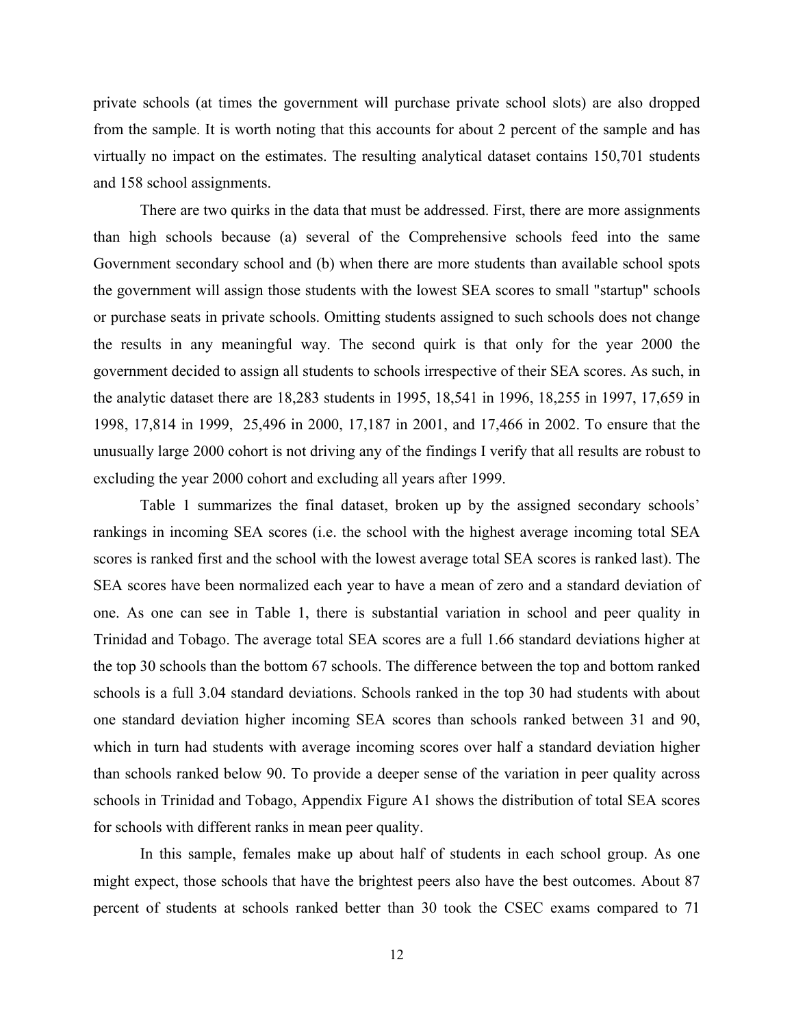private schools (at times the government will purchase private school slots) are also dropped from the sample. It is worth noting that this accounts for about 2 percent of the sample and has virtually no impact on the estimates. The resulting analytical dataset contains 150,701 students and 158 school assignments.

There are two quirks in the data that must be addressed. First, there are more assignments than high schools because (a) several of the Comprehensive schools feed into the same Government secondary school and (b) when there are more students than available school spots the government will assign those students with the lowest SEA scores to small "startup" schools or purchase seats in private schools. Omitting students assigned to such schools does not change the results in any meaningful way. The second quirk is that only for the year 2000 the government decided to assign all students to schools irrespective of their SEA scores. As such, in the analytic dataset there are 18,283 students in 1995, 18,541 in 1996, 18,255 in 1997, 17,659 in 1998, 17,814 in 1999, 25,496 in 2000, 17,187 in 2001, and 17,466 in 2002. To ensure that the unusually large 2000 cohort is not driving any of the findings I verify that all results are robust to excluding the year 2000 cohort and excluding all years after 1999.

Table 1 summarizes the final dataset, broken up by the assigned secondary schools' rankings in incoming SEA scores (i.e. the school with the highest average incoming total SEA scores is ranked first and the school with the lowest average total SEA scores is ranked last). The SEA scores have been normalized each year to have a mean of zero and a standard deviation of one. As one can see in Table 1, there is substantial variation in school and peer quality in Trinidad and Tobago. The average total SEA scores are a full 1.66 standard deviations higher at the top 30 schools than the bottom 67 schools. The difference between the top and bottom ranked schools is a full 3.04 standard deviations. Schools ranked in the top 30 had students with about one standard deviation higher incoming SEA scores than schools ranked between 31 and 90, which in turn had students with average incoming scores over half a standard deviation higher than schools ranked below 90. To provide a deeper sense of the variation in peer quality across schools in Trinidad and Tobago, Appendix Figure A1 shows the distribution of total SEA scores for schools with different ranks in mean peer quality.

In this sample, females make up about half of students in each school group. As one might expect, those schools that have the brightest peers also have the best outcomes. About 87 percent of students at schools ranked better than 30 took the CSEC exams compared to 71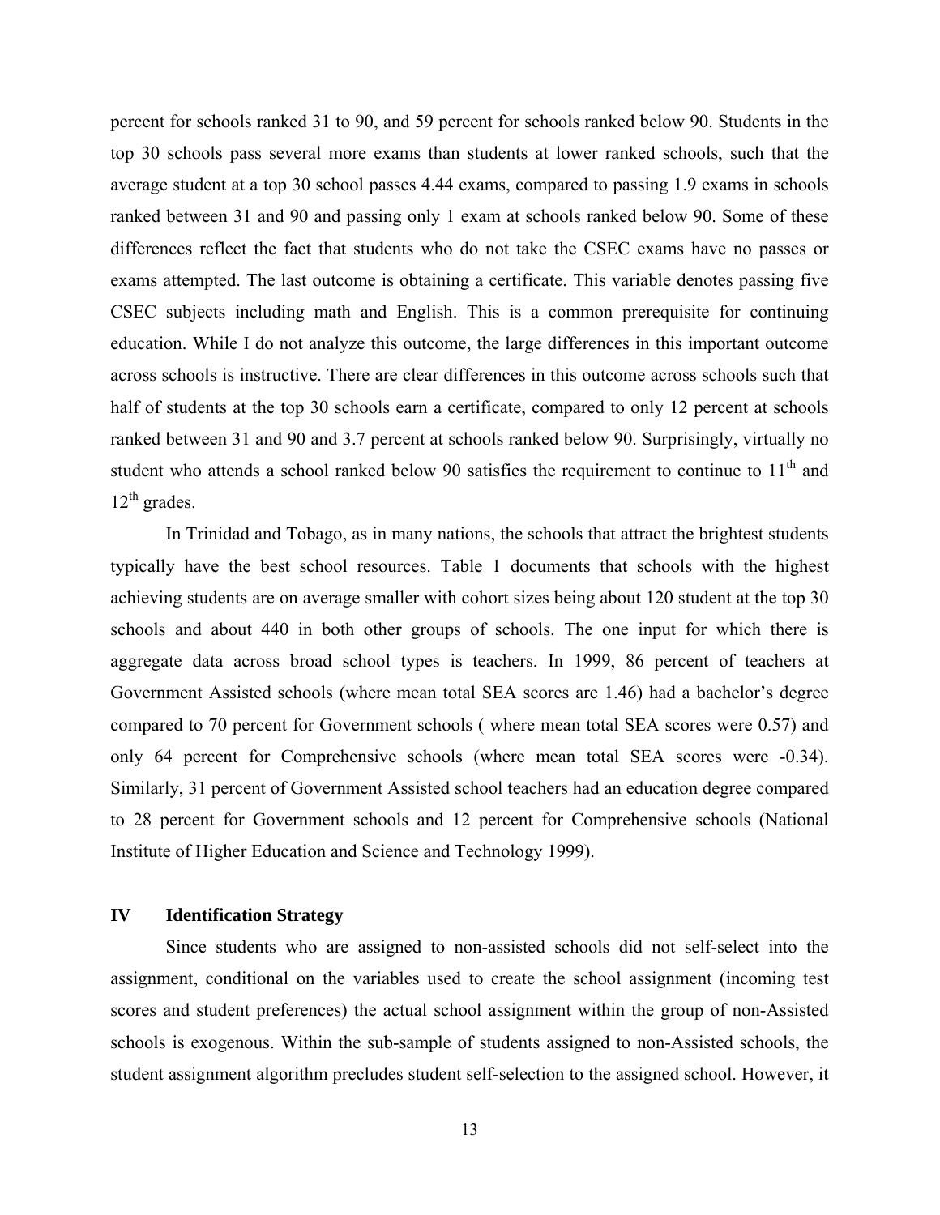percent for schools ranked 31 to 90, and 59 percent for schools ranked below 90. Students in the top 30 schools pass several more exams than students at lower ranked schools, such that the average student at a top 30 school passes 4.44 exams, compared to passing 1.9 exams in schools ranked between 31 and 90 and passing only 1 exam at schools ranked below 90. Some of these differences reflect the fact that students who do not take the CSEC exams have no passes or exams attempted. The last outcome is obtaining a certificate. This variable denotes passing five CSEC subjects including math and English. This is a common prerequisite for continuing education. While I do not analyze this outcome, the large differences in this important outcome across schools is instructive. There are clear differences in this outcome across schools such that half of students at the top 30 schools earn a certificate, compared to only 12 percent at schools ranked between 31 and 90 and 3.7 percent at schools ranked below 90. Surprisingly, virtually no student who attends a school ranked below 90 satisfies the requirement to continue to 11th and 12th grades.

In Trinidad and Tobago, as in many nations, the schools that attract the brightest students typically have the best school resources. Table 1 documents that schools with the highest achieving students are on average smaller with cohort sizes being about 120 student at the top 30 schools and about 440 in both other groups of schools. The one input for which there is aggregate data across broad school types is teachers. In 1999, 86 percent of teachers at Government Assisted schools (where mean total SEA scores are 1.46) had a bachelor's degree compared to 70 percent for Government schools ( where mean total SEA scores were 0.57) and only 64 percent for Comprehensive schools (where mean total SEA scores were -0.34). Similarly, 31 percent of Government Assisted school teachers had an education degree compared to 28 percent for Government schools and 12 percent for Comprehensive schools (National Institute of Higher Education and Science and Technology 1999).

## IV Identification Strategy

Since students who are assigned to non-assisted schools did not self-select into the assignment, conditional on the variables used to create the school assignment (incoming test scores and student preferences) the actual school assignment within the group of non-Assisted schools is exogenous. Within the sub-sample of students assigned to non-Assisted schools, the student assignment algorithm precludes student self-selection to the assigned school. However, it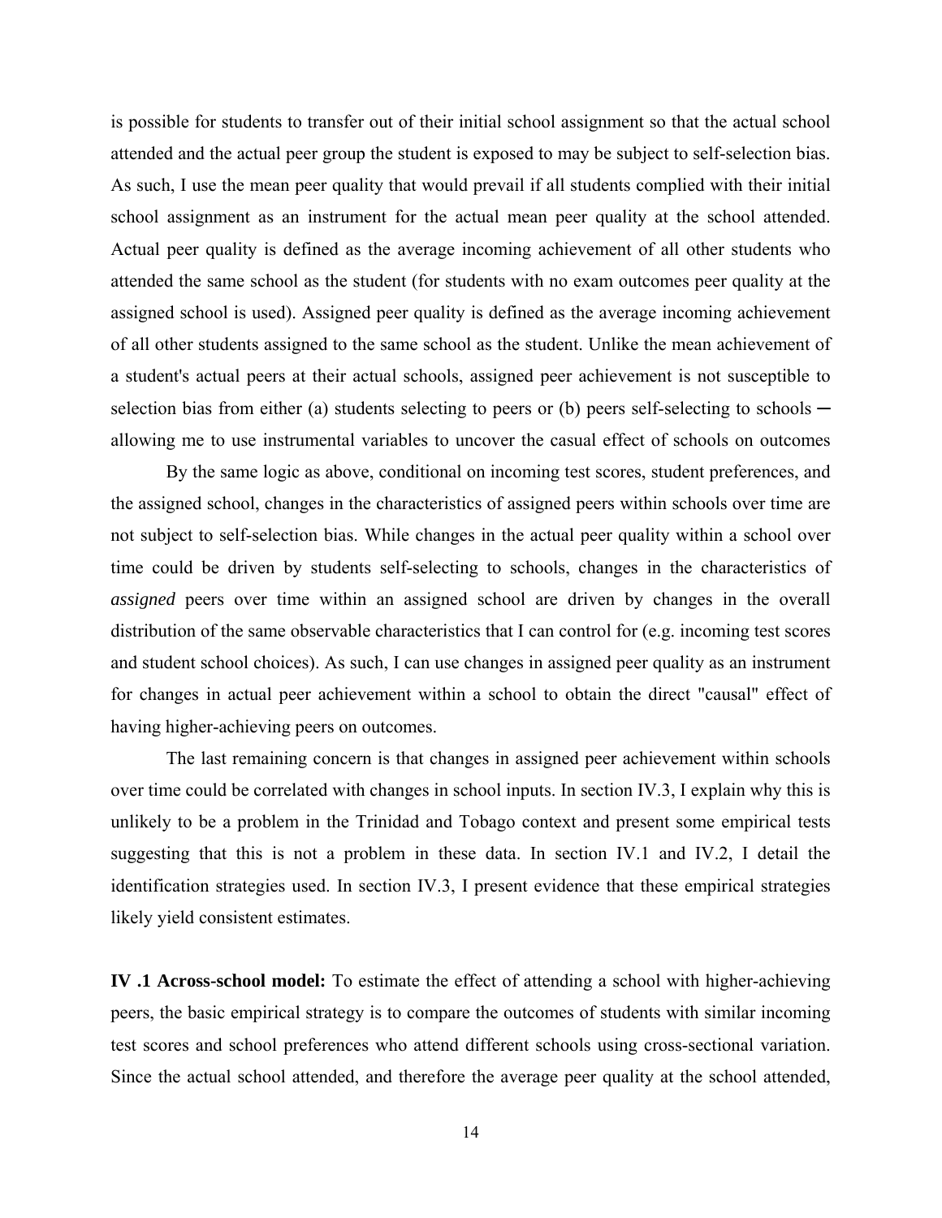is possible for students to transfer out of their initial school assignment so that the actual school attended and the actual peer group the student is exposed to may be subject to self-selection bias. As such, I use the mean peer quality that would prevail if all students complied with their initial school assignment as an instrument for the actual mean peer quality at the school attended. Actual peer quality is defined as the average incoming achievement of all other students who attended the same school as the student (for students with no exam outcomes peer quality at the assigned school is used). Assigned peer quality is defined as the average incoming achievement of all other students assigned to the same school as the student. Unlike the mean achievement of a student's actual peers at their actual schools, assigned peer achievement is not susceptible to selection bias from either (a) students selecting to peers or (b) peers self-selecting to schools ─ allowing me to use instrumental variables to uncover the casual effect of schools on outcomes

By the same logic as above, conditional on incoming test scores, student preferences, and the assigned school, changes in the characteristics of assigned peers within schools over time are not subject to self-selection bias. While changes in the actual peer quality within a school over time could be driven by students self-selecting to schools, changes in the characteristics of *assigned* peers over time within an assigned school are driven by changes in the overall distribution of the same observable characteristics that I can control for (e.g. incoming test scores and student school choices). As such, I can use changes in assigned peer quality as an instrument for changes in actual peer achievement within a school to obtain the direct "causal" effect of having higher-achieving peers on outcomes.

The last remaining concern is that changes in assigned peer achievement within schools over time could be correlated with changes in school inputs. In section IV.3, I explain why this is unlikely to be a problem in the Trinidad and Tobago context and present some empirical tests suggesting that this is not a problem in these data. In section IV.1 and IV.2, I detail the identification strategies used. In section IV.3, I present evidence that these empirical strategies likely yield consistent estimates.

**IV .1 Across-school model:** To estimate the effect of attending a school with higher-achieving peers, the basic empirical strategy is to compare the outcomes of students with similar incoming test scores and school preferences who attend different schools using cross-sectional variation. Since the actual school attended, and therefore the average peer quality at the school attended,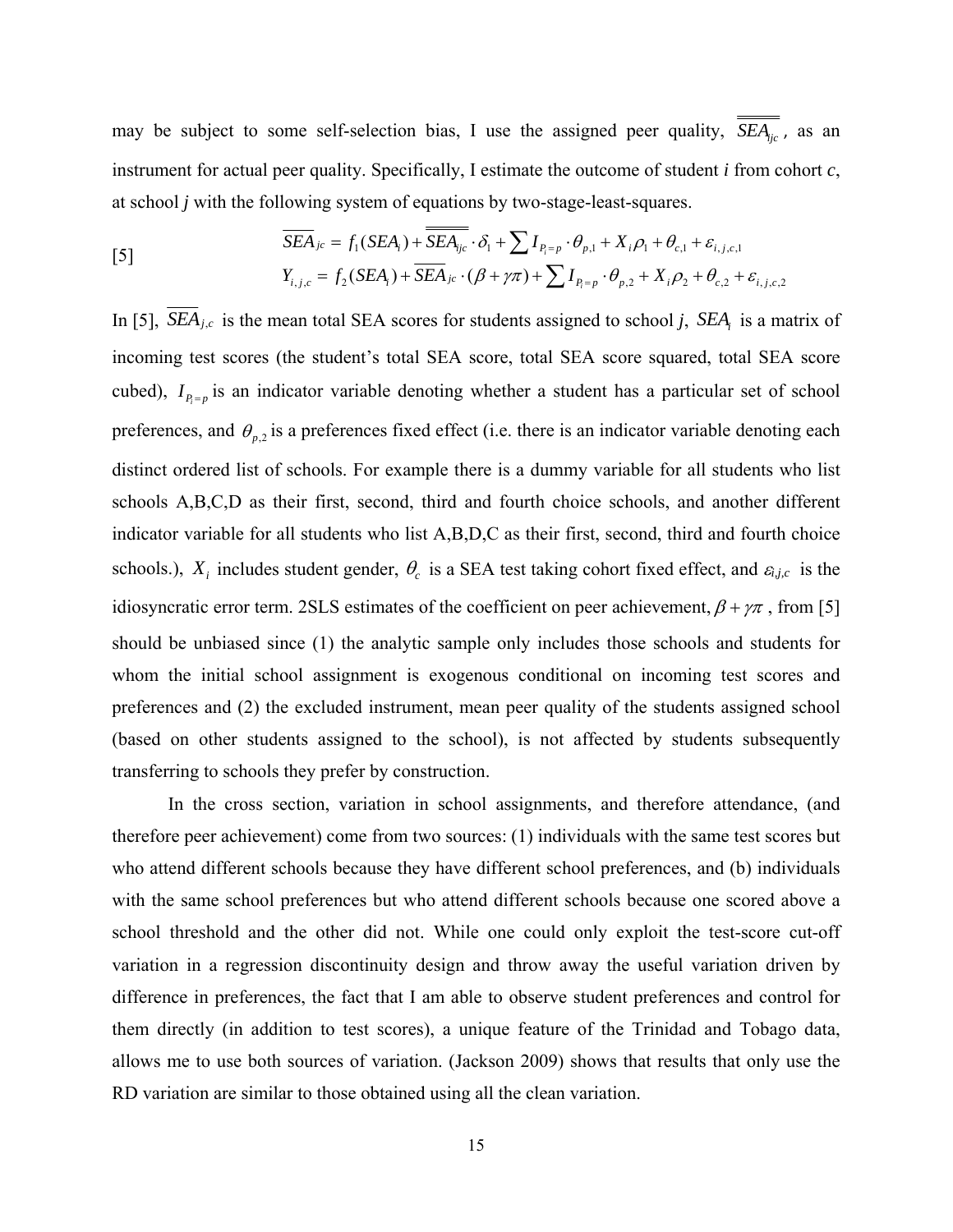may be subject to some self-selection bias, I use the assigned peer quality, $\overline{\overline{SEA_{ijc}}}$, as an instrument for actual peer quality. Specifically, I estimate the outcome of student *i* from cohort *c*, at school *j* with the following system of equations by two-stage-least-squares.

$$
[5] \qquad
\begin{aligned}
\overline{SEA}_{jc} &= f_1(SEA_i) + \overline{\overline{SEA_{ijc}}} \cdot \delta_1 + \sum I_{P_i=p} \cdot \theta_{p,1} + X_i \rho_1 + \theta_{c,1} + \varepsilon_{i,j,c,1} \\
Y_{i,j,c} &= f_2(SEA_i) + \overline{SEA}_{jc} \cdot (\beta + \gamma\pi) + \sum I_{P_i=p} \cdot \theta_{p,2} + X_i \rho_2 + \theta_{c,2} + \varepsilon_{i,j,c,2}
\end{aligned}
$$

In [5], $\overline{SEA}_{j,c}$ is the mean total SEA scores for students assigned to school *j*, $SEA_i$ is a matrix of incoming test scores (the student's total SEA score, total SEA score squared, total SEA score cubed), $I_{P_i=p}$ is an indicator variable denoting whether a student has a particular set of school preferences, and $\theta_{p,2}$ is a preferences fixed effect (i.e. there is an indicator variable denoting each distinct ordered list of schools. For example there is a dummy variable for all students who list schools A,B,C,D as their first, second, third and fourth choice schools, and another different indicator variable for all students who list A,B,D,C as their first, second, third and fourth choice schools.), $X_i$ includes student gender, $\theta_c$ is a SEA test taking cohort fixed effect, and $\varepsilon_{i,j,c}$ is the idiosyncratic error term. 2SLS estimates of the coefficient on peer achievement, $\beta + \gamma\pi$, from [5] should be unbiased since (1) the analytic sample only includes those schools and students for whom the initial school assignment is exogenous conditional on incoming test scores and preferences and (2) the excluded instrument, mean peer quality of the students assigned school (based on other students assigned to the school), is not affected by students subsequently transferring to schools they prefer by construction.

In the cross section, variation in school assignments, and therefore attendance, (and therefore peer achievement) come from two sources: (1) individuals with the same test scores but who attend different schools because they have different school preferences, and (b) individuals with the same school preferences but who attend different schools because one scored above a school threshold and the other did not. While one could only exploit the test-score cut-off variation in a regression discontinuity design and throw away the useful variation driven by difference in preferences, the fact that I am able to observe student preferences and control for them directly (in addition to test scores), a unique feature of the Trinidad and Tobago data, allows me to use both sources of variation. (Jackson 2009) shows that results that only use the RD variation are similar to those obtained using all the clean variation.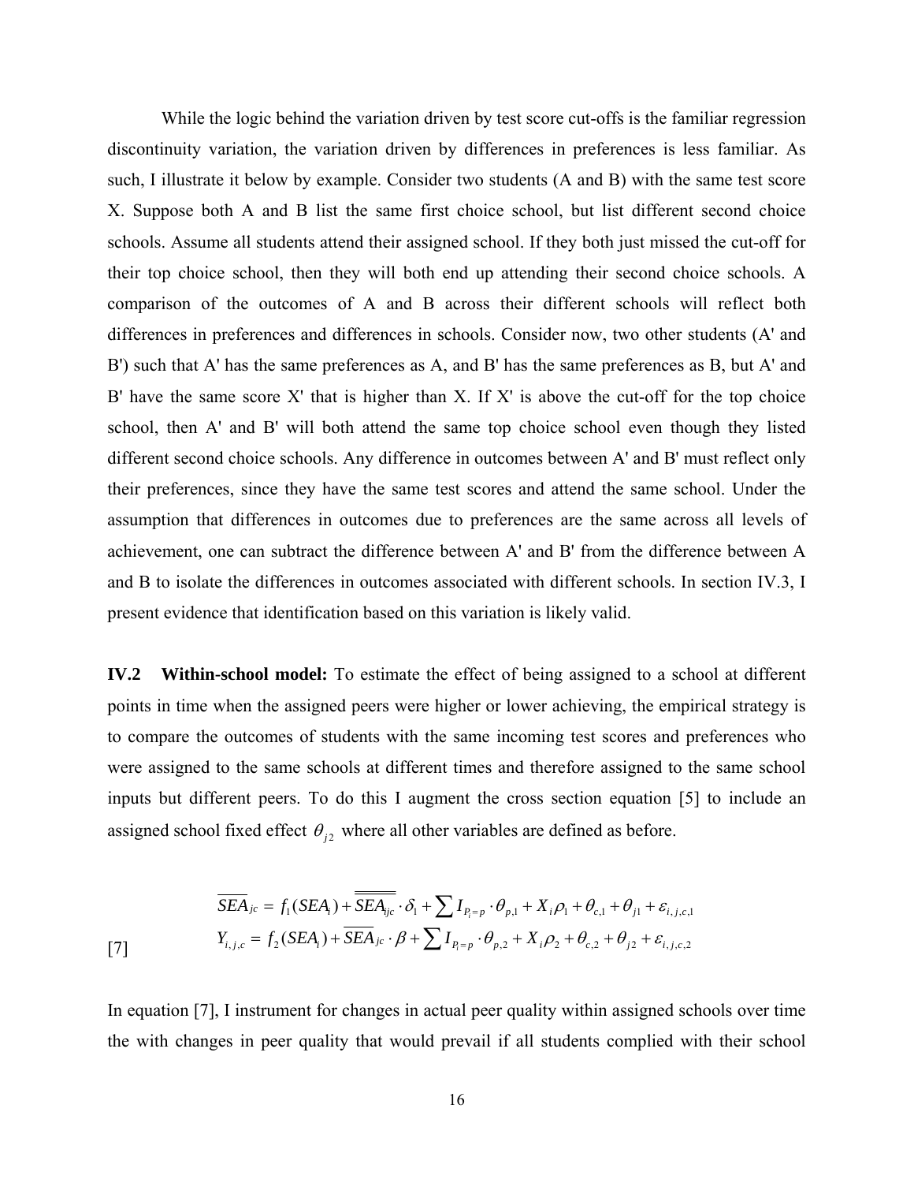While the logic behind the variation driven by test score cut-offs is the familiar regression discontinuity variation, the variation driven by differences in preferences is less familiar. As such, I illustrate it below by example. Consider two students (A and B) with the same test score X. Suppose both A and B list the same first choice school, but list different second choice schools. Assume all students attend their assigned school. If they both just missed the cut-off for their top choice school, then they will both end up attending their second choice schools. A comparison of the outcomes of A and B across their different schools will reflect both differences in preferences and differences in schools. Consider now, two other students (A' and B') such that A' has the same preferences as A, and B' has the same preferences as B, but A' and B' have the same score X' that is higher than X. If X' is above the cut-off for the top choice school, then A' and B' will both attend the same top choice school even though they listed different second choice schools. Any difference in outcomes between A' and B' must reflect only their preferences, since they have the same test scores and attend the same school. Under the assumption that differences in outcomes due to preferences are the same across all levels of achievement, one can subtract the difference between A' and B' from the difference between A and B to isolate the differences in outcomes associated with different schools. In section IV.3, I present evidence that identification based on this variation is likely valid.

**IV.2 Within-school model:** To estimate the effect of being assigned to a school at different points in time when the assigned peers were higher or lower achieving, the empirical strategy is to compare the outcomes of students with the same incoming test scores and preferences who were assigned to the same schools at different times and therefore assigned to the same school inputs but different peers. To do this I augment the cross section equation [5] to include an assigned school fixed effect $\theta_{j2}$ where all other variables are defined as before.

$$
\begin{aligned}
\overline{SEA}_{jc} &= f_1(SEA_i) + \overline{\overline{SEA}}_{ijc} \cdot \delta_1 + \sum I_{P_i=p} \cdot \theta_{p,1} + X_i \rho_1 + \theta_{c,1} + \theta_{j1} + \varepsilon_{i,j,c,1} \\
Y_{i,j,c} &= f_2(SEA_i) + \overline{SEA}_{jc} \cdot \beta + \sum I_{P_i=p} \cdot \theta_{p,2} + X_i \rho_2 + \theta_{c,2} + \theta_{j2} + \varepsilon_{i,j,c,2}
\end{aligned}
\qquad [7]
$$

In equation [7], I instrument for changes in actual peer quality within assigned schools over time the with changes in peer quality that would prevail if all students complied with their school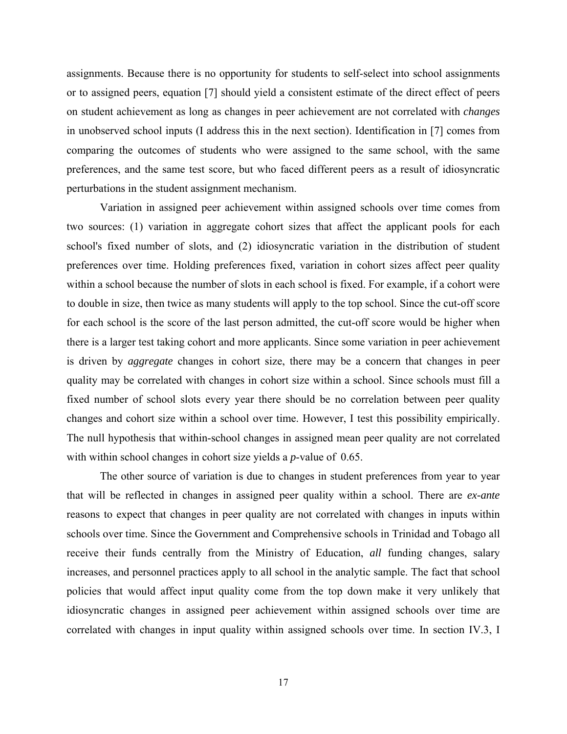assignments. Because there is no opportunity for students to self-select into school assignments or to assigned peers, equation [7] should yield a consistent estimate of the direct effect of peers on student achievement as long as changes in peer achievement are not correlated with *changes* in unobserved school inputs (I address this in the next section). Identification in [7] comes from comparing the outcomes of students who were assigned to the same school, with the same preferences, and the same test score, but who faced different peers as a result of idiosyncratic perturbations in the student assignment mechanism.

Variation in assigned peer achievement within assigned schools over time comes from two sources: (1) variation in aggregate cohort sizes that affect the applicant pools for each school's fixed number of slots, and (2) idiosyncratic variation in the distribution of student preferences over time. Holding preferences fixed, variation in cohort sizes affect peer quality within a school because the number of slots in each school is fixed. For example, if a cohort were to double in size, then twice as many students will apply to the top school. Since the cut-off score for each school is the score of the last person admitted, the cut-off score would be higher when there is a larger test taking cohort and more applicants. Since some variation in peer achievement is driven by *aggregate* changes in cohort size, there may be a concern that changes in peer quality may be correlated with changes in cohort size within a school. Since schools must fill a fixed number of school slots every year there should be no correlation between peer quality changes and cohort size within a school over time. However, I test this possibility empirically. The null hypothesis that within-school changes in assigned mean peer quality are not correlated with within school changes in cohort size yields a *p*-value of 0.65.

The other source of variation is due to changes in student preferences from year to year that will be reflected in changes in assigned peer quality within a school. There are *ex-ante* reasons to expect that changes in peer quality are not correlated with changes in inputs within schools over time. Since the Government and Comprehensive schools in Trinidad and Tobago all receive their funds centrally from the Ministry of Education, *all* funding changes, salary increases, and personnel practices apply to all school in the analytic sample. The fact that school policies that would affect input quality come from the top down make it very unlikely that idiosyncratic changes in assigned peer achievement within assigned schools over time are correlated with changes in input quality within assigned schools over time. In section IV.3, I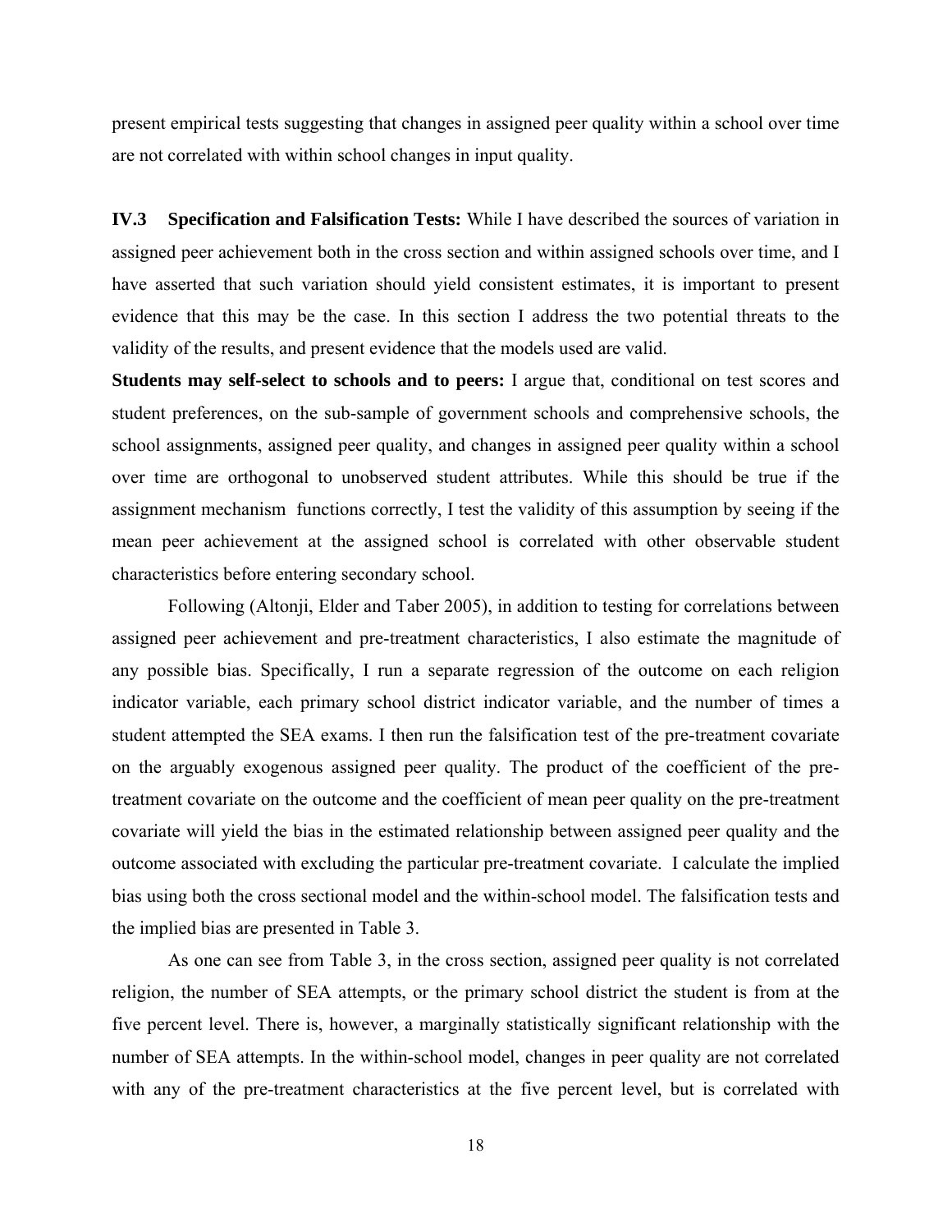present empirical tests suggesting that changes in assigned peer quality within a school over time are not correlated with within school changes in input quality.

**IV.3 Specification and Falsification Tests:** While I have described the sources of variation in assigned peer achievement both in the cross section and within assigned schools over time, and I have asserted that such variation should yield consistent estimates, it is important to present evidence that this may be the case. In this section I address the two potential threats to the validity of the results, and present evidence that the models used are valid.

**Students may self-select to schools and to peers:** I argue that, conditional on test scores and student preferences, on the sub-sample of government schools and comprehensive schools, the school assignments, assigned peer quality, and changes in assigned peer quality within a school over time are orthogonal to unobserved student attributes. While this should be true if the assignment mechanism functions correctly, I test the validity of this assumption by seeing if the mean peer achievement at the assigned school is correlated with other observable student characteristics before entering secondary school.

Following (Altonji, Elder and Taber 2005), in addition to testing for correlations between assigned peer achievement and pre-treatment characteristics, I also estimate the magnitude of any possible bias. Specifically, I run a separate regression of the outcome on each religion indicator variable, each primary school district indicator variable, and the number of times a student attempted the SEA exams. I then run the falsification test of the pre-treatment covariate on the arguably exogenous assigned peer quality. The product of the coefficient of the pre-treatment covariate on the outcome and the coefficient of mean peer quality on the pre-treatment covariate will yield the bias in the estimated relationship between assigned peer quality and the outcome associated with excluding the particular pre-treatment covariate. I calculate the implied bias using both the cross sectional model and the within-school model. The falsification tests and the implied bias are presented in Table 3.

As one can see from Table 3, in the cross section, assigned peer quality is not correlated religion, the number of SEA attempts, or the primary school district the student is from at the five percent level. There is, however, a marginally statistically significant relationship with the number of SEA attempts. In the within-school model, changes in peer quality are not correlated with any of the pre-treatment characteristics at the five percent level, but is correlated with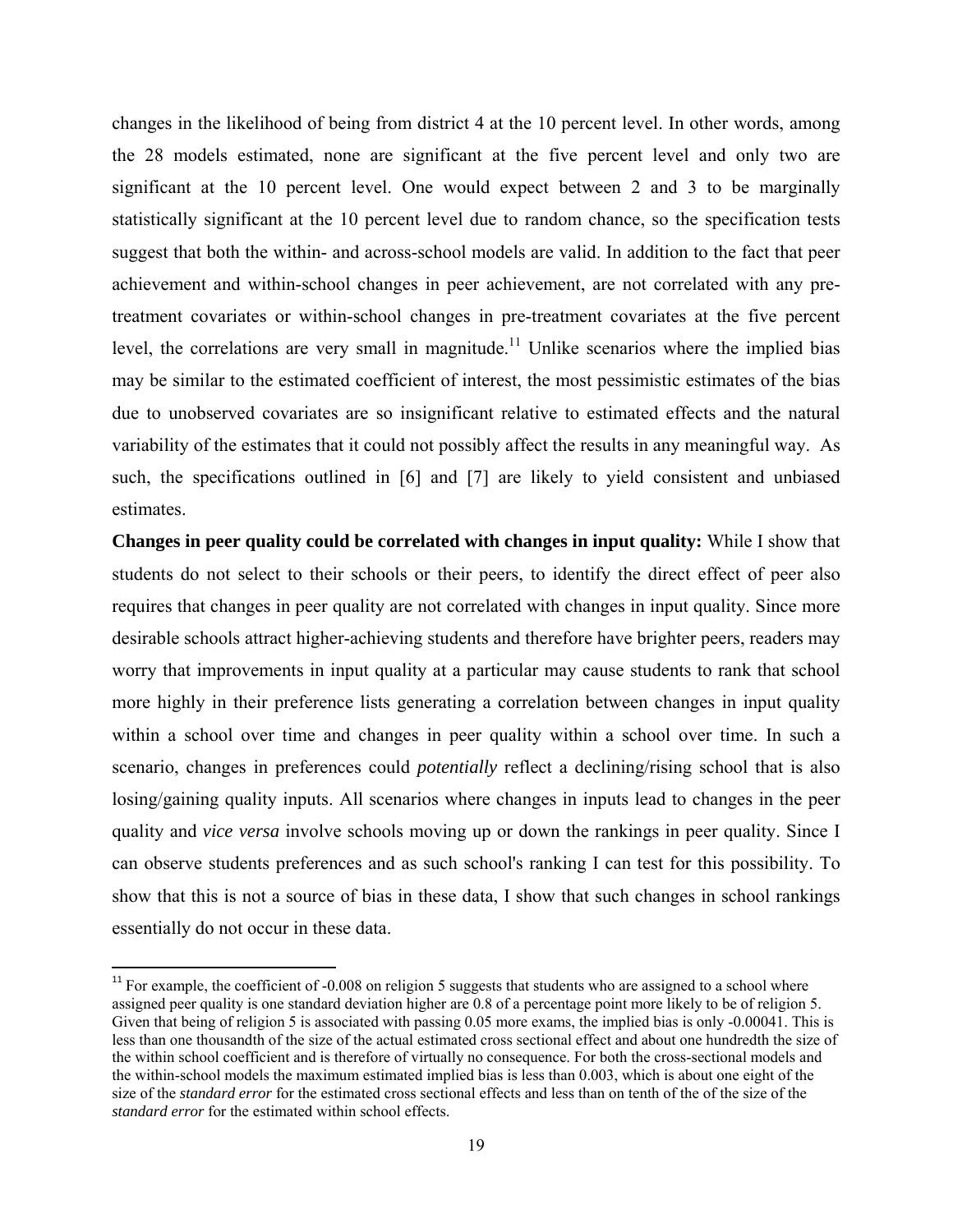changes in the likelihood of being from district 4 at the 10 percent level. In other words, among the 28 models estimated, none are significant at the five percent level and only two are significant at the 10 percent level. One would expect between 2 and 3 to be marginally statistically significant at the 10 percent level due to random chance, so the specification tests suggest that both the within- and across-school models are valid. In addition to the fact that peer achievement and within-school changes in peer achievement, are not correlated with any pre-treatment covariates or within-school changes in pre-treatment covariates at the five percent level, the correlations are very small in magnitude.[11] Unlike scenarios where the implied bias may be similar to the estimated coefficient of interest, the most pessimistic estimates of the bias due to unobserved covariates are so insignificant relative to estimated effects and the natural variability of the estimates that it could not possibly affect the results in any meaningful way. As such, the specifications outlined in [6] and [7] are likely to yield consistent and unbiased estimates.

**Changes in peer quality could be correlated with changes in input quality:** While I show that students do not select to their schools or their peers, to identify the direct effect of peer also requires that changes in peer quality are not correlated with changes in input quality. Since more desirable schools attract higher-achieving students and therefore have brighter peers, readers may worry that improvements in input quality at a particular may cause students to rank that school more highly in their preference lists generating a correlation between changes in input quality within a school over time and changes in peer quality within a school over time. In such a scenario, changes in preferences could *potentially* reflect a declining/rising school that is also losing/gaining quality inputs. All scenarios where changes in inputs lead to changes in the peer quality and *vice versa* involve schools moving up or down the rankings in peer quality. Since I can observe students preferences and as such school's ranking I can test for this possibility. To show that this is not a source of bias in these data, I show that such changes in school rankings essentially do not occur in these data.

[11] For example, the coefficient of -0.008 on religion 5 suggests that students who are assigned to a school where assigned peer quality is one standard deviation higher are 0.8 of a percentage point more likely to be of religion 5. Given that being of religion 5 is associated with passing 0.05 more exams, the implied bias is only -0.00041. This is less than one thousandth of the size of the actual estimated cross sectional effect and about one hundredth the size of the within school coefficient and is therefore of virtually no consequence. For both the cross-sectional models and the within-school models the maximum estimated implied bias is less than 0.003, which is about one eight of the size of the *standard error* for the estimated cross sectional effects and less than on tenth of the of the size of the *standard error* for the estimated within school effects.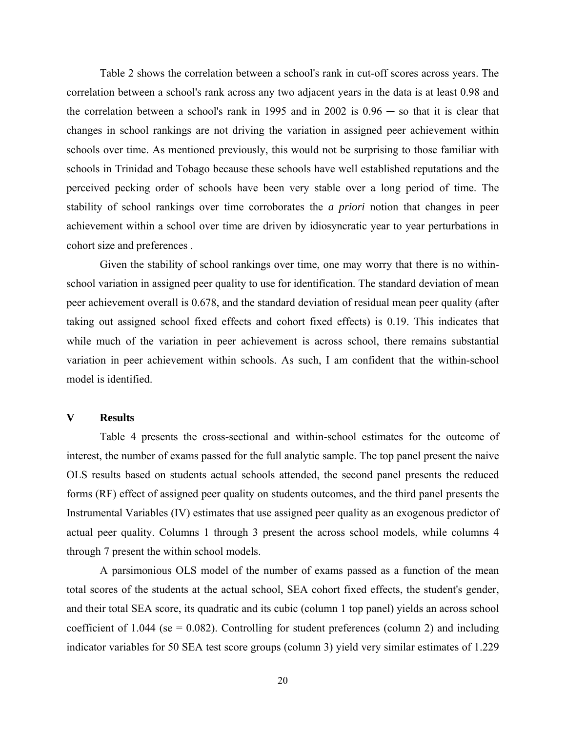Table 2 shows the correlation between a school's rank in cut-off scores across years. The correlation between a school's rank across any two adjacent years in the data is at least 0.98 and the correlation between a school's rank in 1995 and in 2002 is 0.96 ─ so that it is clear that changes in school rankings are not driving the variation in assigned peer achievement within schools over time. As mentioned previously, this would not be surprising to those familiar with schools in Trinidad and Tobago because these schools have well established reputations and the perceived pecking order of schools have been very stable over a long period of time. The stability of school rankings over time corroborates the *a priori* notion that changes in peer achievement within a school over time are driven by idiosyncratic year to year perturbations in cohort size and preferences .

Given the stability of school rankings over time, one may worry that there is no within-school variation in assigned peer quality to use for identification. The standard deviation of mean peer achievement overall is 0.678, and the standard deviation of residual mean peer quality (after taking out assigned school fixed effects and cohort fixed effects) is 0.19. This indicates that while much of the variation in peer achievement is across school, there remains substantial variation in peer achievement within schools. As such, I am confident that the within-school model is identified.

## V Results

Table 4 presents the cross-sectional and within-school estimates for the outcome of interest, the number of exams passed for the full analytic sample. The top panel present the naive OLS results based on students actual schools attended, the second panel presents the reduced forms (RF) effect of assigned peer quality on students outcomes, and the third panel presents the Instrumental Variables (IV) estimates that use assigned peer quality as an exogenous predictor of actual peer quality. Columns 1 through 3 present the across school models, while columns 4 through 7 present the within school models.

A parsimonious OLS model of the number of exams passed as a function of the mean total scores of the students at the actual school, SEA cohort fixed effects, the student's gender, and their total SEA score, its quadratic and its cubic (column 1 top panel) yields an across school coefficient of 1.044 (se = 0.082). Controlling for student preferences (column 2) and including indicator variables for 50 SEA test score groups (column 3) yield very similar estimates of 1.229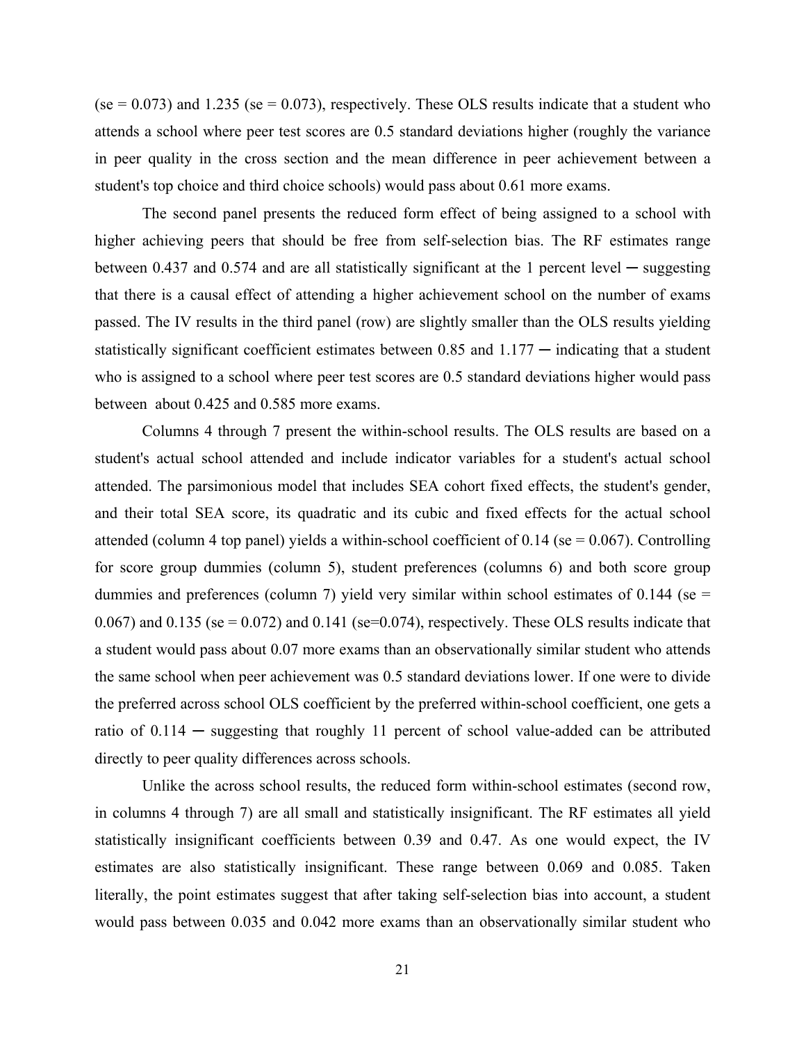(se = 0.073) and 1.235 (se = 0.073), respectively. These OLS results indicate that a student who attends a school where peer test scores are 0.5 standard deviations higher (roughly the variance in peer quality in the cross section and the mean difference in peer achievement between a student's top choice and third choice schools) would pass about 0.61 more exams.

The second panel presents the reduced form effect of being assigned to a school with higher achieving peers that should be free from self-selection bias. The RF estimates range between 0.437 and 0.574 and are all statistically significant at the 1 percent level ─ suggesting that there is a causal effect of attending a higher achievement school on the number of exams passed. The IV results in the third panel (row) are slightly smaller than the OLS results yielding statistically significant coefficient estimates between 0.85 and 1.177 ─ indicating that a student who is assigned to a school where peer test scores are 0.5 standard deviations higher would pass between about 0.425 and 0.585 more exams.

Columns 4 through 7 present the within-school results. The OLS results are based on a student's actual school attended and include indicator variables for a student's actual school attended. The parsimonious model that includes SEA cohort fixed effects, the student's gender, and their total SEA score, its quadratic and its cubic and fixed effects for the actual school attended (column 4 top panel) yields a within-school coefficient of 0.14 (se = 0.067). Controlling for score group dummies (column 5), student preferences (columns 6) and both score group dummies and preferences (column 7) yield very similar within school estimates of 0.144 (se = 0.067) and 0.135 (se = 0.072) and 0.141 (se=0.074), respectively. These OLS results indicate that a student would pass about 0.07 more exams than an observationally similar student who attends the same school when peer achievement was 0.5 standard deviations lower. If one were to divide the preferred across school OLS coefficient by the preferred within-school coefficient, one gets a ratio of 0.114 ─ suggesting that roughly 11 percent of school value-added can be attributed directly to peer quality differences across schools.

Unlike the across school results, the reduced form within-school estimates (second row, in columns 4 through 7) are all small and statistically insignificant. The RF estimates all yield statistically insignificant coefficients between 0.39 and 0.47. As one would expect, the IV estimates are also statistically insignificant. These range between 0.069 and 0.085. Taken literally, the point estimates suggest that after taking self-selection bias into account, a student would pass between 0.035 and 0.042 more exams than an observationally similar student who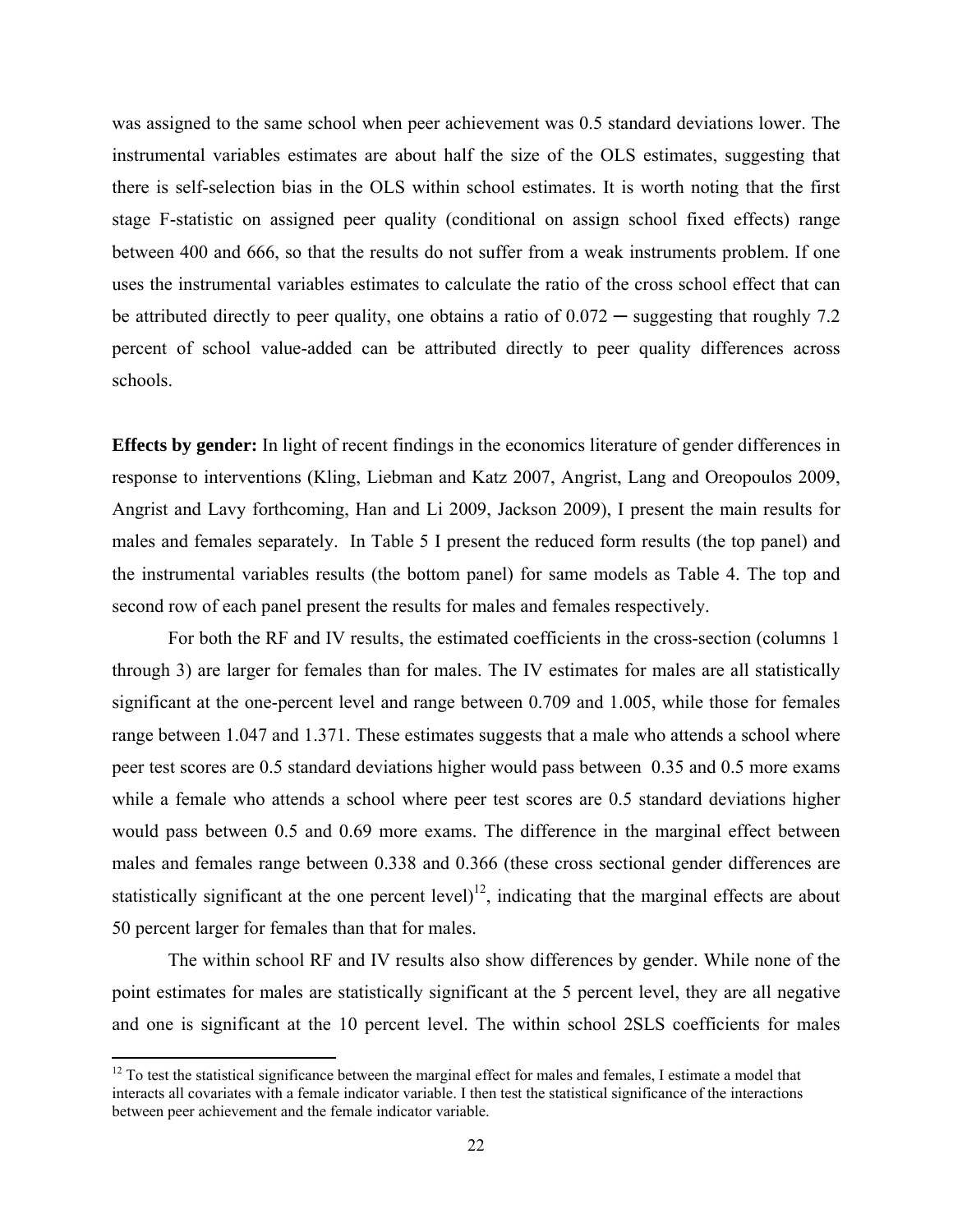was assigned to the same school when peer achievement was 0.5 standard deviations lower. The instrumental variables estimates are about half the size of the OLS estimates, suggesting that there is self-selection bias in the OLS within school estimates. It is worth noting that the first stage F-statistic on assigned peer quality (conditional on assign school fixed effects) range between 400 and 666, so that the results do not suffer from a weak instruments problem. If one uses the instrumental variables estimates to calculate the ratio of the cross school effect that can be attributed directly to peer quality, one obtains a ratio of 0.072 ─ suggesting that roughly 7.2 percent of school value-added can be attributed directly to peer quality differences across schools.

**Effects by gender:** In light of recent findings in the economics literature of gender differences in response to interventions (Kling, Liebman and Katz 2007, Angrist, Lang and Oreopoulos 2009, Angrist and Lavy forthcoming, Han and Li 2009, Jackson 2009), I present the main results for males and females separately. In Table 5 I present the reduced form results (the top panel) and the instrumental variables results (the bottom panel) for same models as Table 4. The top and second row of each panel present the results for males and females respectively.

For both the RF and IV results, the estimated coefficients in the cross-section (columns 1 through 3) are larger for females than for males. The IV estimates for males are all statistically significant at the one-percent level and range between 0.709 and 1.005, while those for females range between 1.047 and 1.371. These estimates suggests that a male who attends a school where peer test scores are 0.5 standard deviations higher would pass between 0.35 and 0.5 more exams while a female who attends a school where peer test scores are 0.5 standard deviations higher would pass between 0.5 and 0.69 more exams. The difference in the marginal effect between males and females range between 0.338 and 0.366 (these cross sectional gender differences are statistically significant at the one percent level)[12], indicating that the marginal effects are about 50 percent larger for females than that for males.

The within school RF and IV results also show differences by gender. While none of the point estimates for males are statistically significant at the 5 percent level, they are all negative and one is significant at the 10 percent level. The within school 2SLS coefficients for males

[12] To test the statistical significance between the marginal effect for males and females, I estimate a model that interacts all covariates with a female indicator variable. I then test the statistical significance of the interactions between peer achievement and the female indicator variable.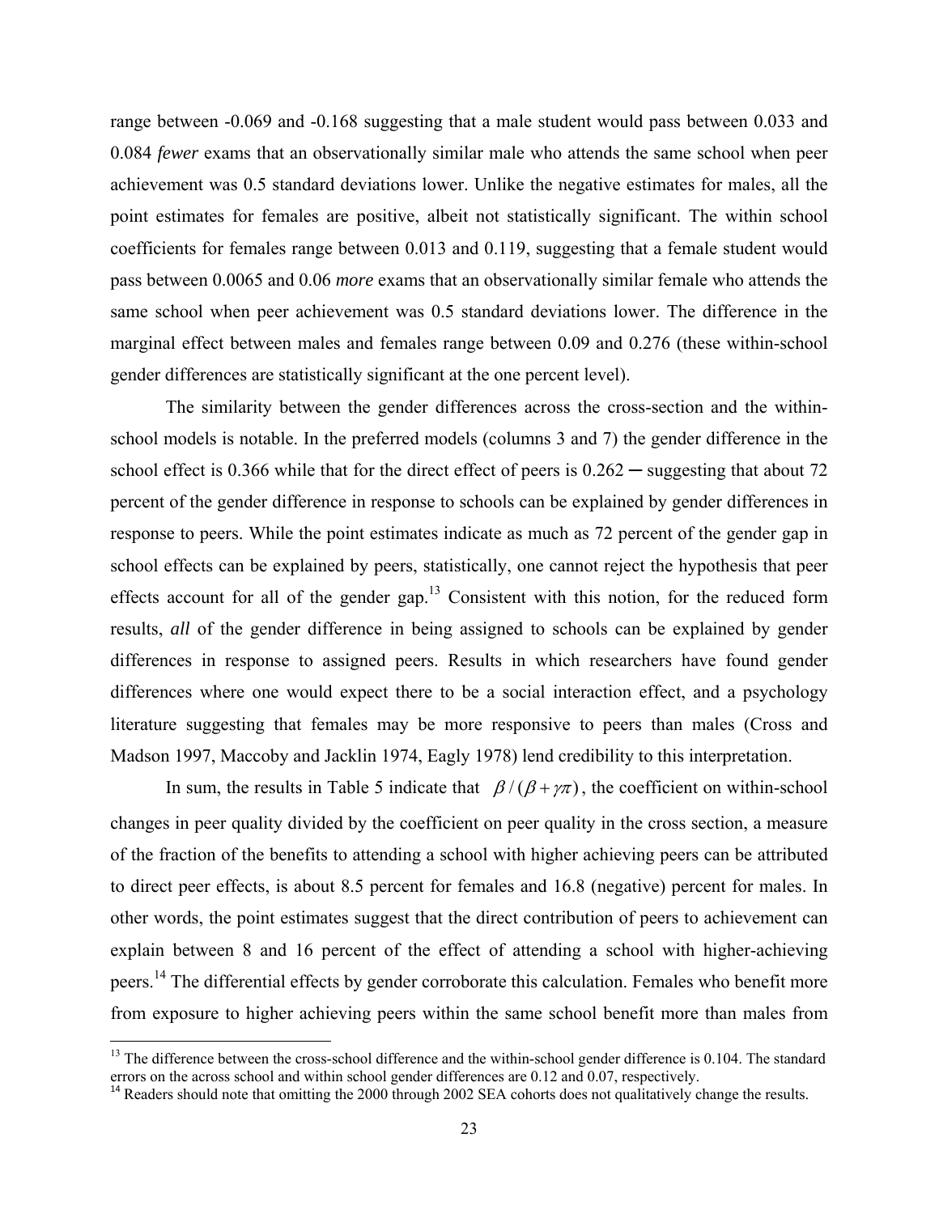range between -0.069 and -0.168 suggesting that a male student would pass between 0.033 and 0.084 *fewer* exams that an observationally similar male who attends the same school when peer achievement was 0.5 standard deviations lower. Unlike the negative estimates for males, all the point estimates for females are positive, albeit not statistically significant. The within school coefficients for females range between 0.013 and 0.119, suggesting that a female student would pass between 0.0065 and 0.06 *more* exams that an observationally similar female who attends the same school when peer achievement was 0.5 standard deviations lower. The difference in the marginal effect between males and females range between 0.09 and 0.276 (these within-school gender differences are statistically significant at the one percent level).

The similarity between the gender differences across the cross-section and the within-school models is notable. In the preferred models (columns 3 and 7) the gender difference in the school effect is 0.366 while that for the direct effect of peers is 0.262 ─ suggesting that about 72 percent of the gender difference in response to schools can be explained by gender differences in response to peers. While the point estimates indicate as much as 72 percent of the gender gap in school effects can be explained by peers, statistically, one cannot reject the hypothesis that peer effects account for all of the gender gap.[13] Consistent with this notion, for the reduced form results, *all* of the gender difference in being assigned to schools can be explained by gender differences in response to assigned peers. Results in which researchers have found gender differences where one would expect there to be a social interaction effect, and a psychology literature suggesting that females may be more responsive to peers than males (Cross and Madson 1997, Maccoby and Jacklin 1974, Eagly 1978) lend credibility to this interpretation.

In sum, the results in Table 5 indicate that $\beta/(\beta+\gamma\pi)$, the coefficient on within-school changes in peer quality divided by the coefficient on peer quality in the cross section, a measure of the fraction of the benefits to attending a school with higher achieving peers can be attributed to direct peer effects, is about 8.5 percent for females and 16.8 (negative) percent for males. In other words, the point estimates suggest that the direct contribution of peers to achievement can explain between 8 and 16 percent of the effect of attending a school with higher-achieving peers.[14] The differential effects by gender corroborate this calculation. Females who benefit more from exposure to higher achieving peers within the same school benefit more than males from

[13] The difference between the cross-school difference and the within-school gender difference is 0.104. The standard errors on the across school and within school gender differences are 0.12 and 0.07, respectively.

[14] Readers should note that omitting the 2000 through 2002 SEA cohorts does not qualitatively change the results.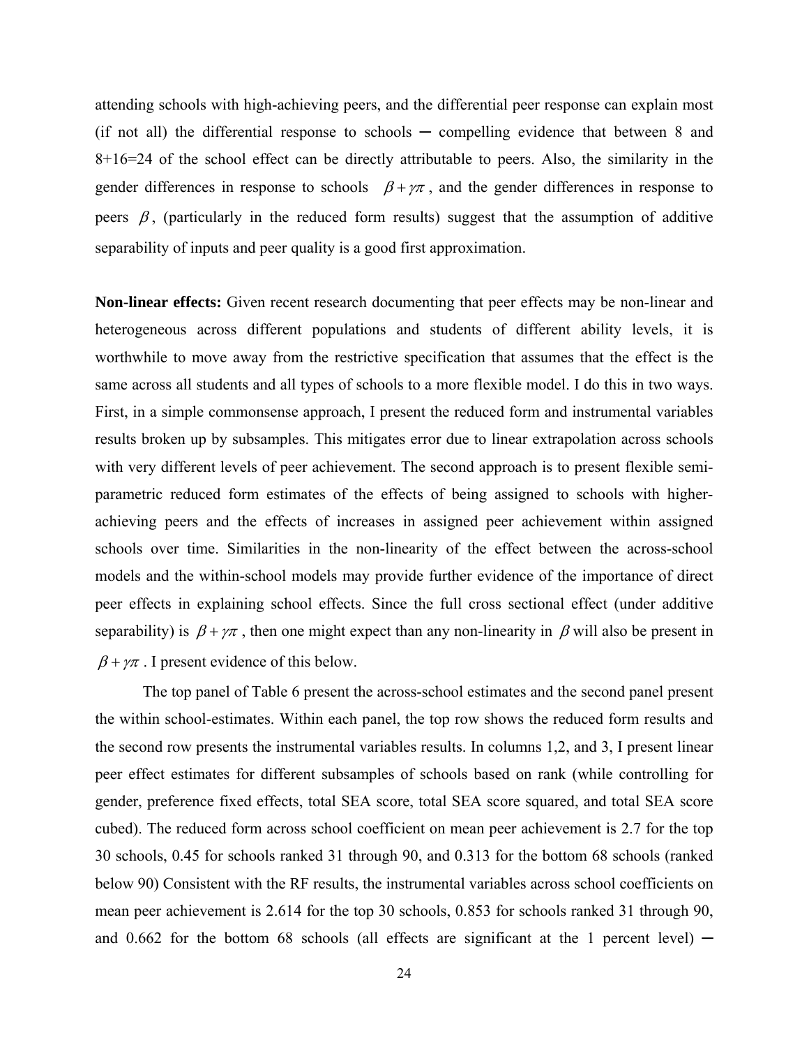attending schools with high-achieving peers, and the differential peer response can explain most (if not all) the differential response to schools ─ compelling evidence that between 8 and 8+16=24 of the school effect can be directly attributable to peers. Also, the similarity in the gender differences in response to schools $\beta + \gamma\pi$, and the gender differences in response to peers $\beta$, (particularly in the reduced form results) suggest that the assumption of additive separability of inputs and peer quality is a good first approximation.

**Non-linear effects:** Given recent research documenting that peer effects may be non-linear and heterogeneous across different populations and students of different ability levels, it is worthwhile to move away from the restrictive specification that assumes that the effect is the same across all students and all types of schools to a more flexible model. I do this in two ways. First, in a simple commonsense approach, I present the reduced form and instrumental variables results broken up by subsamples. This mitigates error due to linear extrapolation across schools with very different levels of peer achievement. The second approach is to present flexible semi-parametric reduced form estimates of the effects of being assigned to schools with higher-achieving peers and the effects of increases in assigned peer achievement within assigned schools over time. Similarities in the non-linearity of the effect between the across-school models and the within-school models may provide further evidence of the importance of direct peer effects in explaining school effects. Since the full cross sectional effect (under additive separability) is $\beta + \gamma\pi$, then one might expect than any non-linearity in $\beta$ will also be present in $\beta + \gamma\pi$. I present evidence of this below.

The top panel of Table 6 present the across-school estimates and the second panel present the within school-estimates. Within each panel, the top row shows the reduced form results and the second row presents the instrumental variables results. In columns 1,2, and 3, I present linear peer effect estimates for different subsamples of schools based on rank (while controlling for gender, preference fixed effects, total SEA score, total SEA score squared, and total SEA score cubed). The reduced form across school coefficient on mean peer achievement is 2.7 for the top 30 schools, 0.45 for schools ranked 31 through 90, and 0.313 for the bottom 68 schools (ranked below 90) Consistent with the RF results, the instrumental variables across school coefficients on mean peer achievement is 2.614 for the top 30 schools, 0.853 for schools ranked 31 through 90, and 0.662 for the bottom 68 schools (all effects are significant at the 1 percent level) ─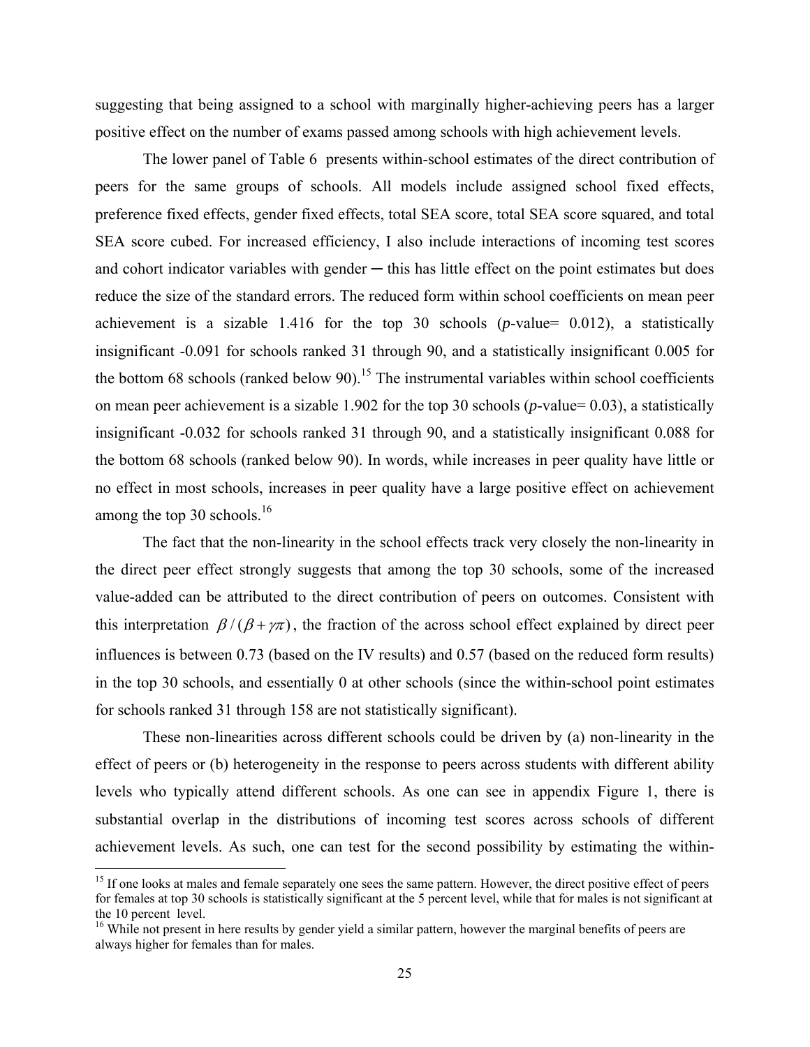suggesting that being assigned to a school with marginally higher-achieving peers has a larger positive effect on the number of exams passed among schools with high achievement levels.

The lower panel of Table 6 presents within-school estimates of the direct contribution of peers for the same groups of schools. All models include assigned school fixed effects, preference fixed effects, gender fixed effects, total SEA score, total SEA score squared, and total SEA score cubed. For increased efficiency, I also include interactions of incoming test scores and cohort indicator variables with gender ─ this has little effect on the point estimates but does reduce the size of the standard errors. The reduced form within school coefficients on mean peer achievement is a sizable 1.416 for the top 30 schools (*p*-value= 0.012), a statistically insignificant -0.091 for schools ranked 31 through 90, and a statistically insignificant 0.005 for the bottom 68 schools (ranked below 90).[15] The instrumental variables within school coefficients on mean peer achievement is a sizable 1.902 for the top 30 schools (*p*-value= 0.03), a statistically insignificant -0.032 for schools ranked 31 through 90, and a statistically insignificant 0.088 for the bottom 68 schools (ranked below 90). In words, while increases in peer quality have little or no effect in most schools, increases in peer quality have a large positive effect on achievement among the top 30 schools.[16]

The fact that the non-linearity in the school effects track very closely the non-linearity in the direct peer effect strongly suggests that among the top 30 schools, some of the increased value-added can be attributed to the direct contribution of peers on outcomes. Consistent with this interpretation $\beta/(\beta+\gamma\pi)$, the fraction of the across school effect explained by direct peer influences is between 0.73 (based on the IV results) and 0.57 (based on the reduced form results) in the top 30 schools, and essentially 0 at other schools (since the within-school point estimates for schools ranked 31 through 158 are not statistically significant).

These non-linearities across different schools could be driven by (a) non-linearity in the effect of peers or (b) heterogeneity in the response to peers across students with different ability levels who typically attend different schools. As one can see in appendix Figure 1, there is substantial overlap in the distributions of incoming test scores across schools of different achievement levels. As such, one can test for the second possibility by estimating the within-

[15] If one looks at males and female separately one sees the same pattern. However, the direct positive effect of peers for females at top 30 schools is statistically significant at the 5 percent level, while that for males is not significant at the 10 percent level.

[16] While not present in here results by gender yield a similar pattern, however the marginal benefits of peers are always higher for females than for males.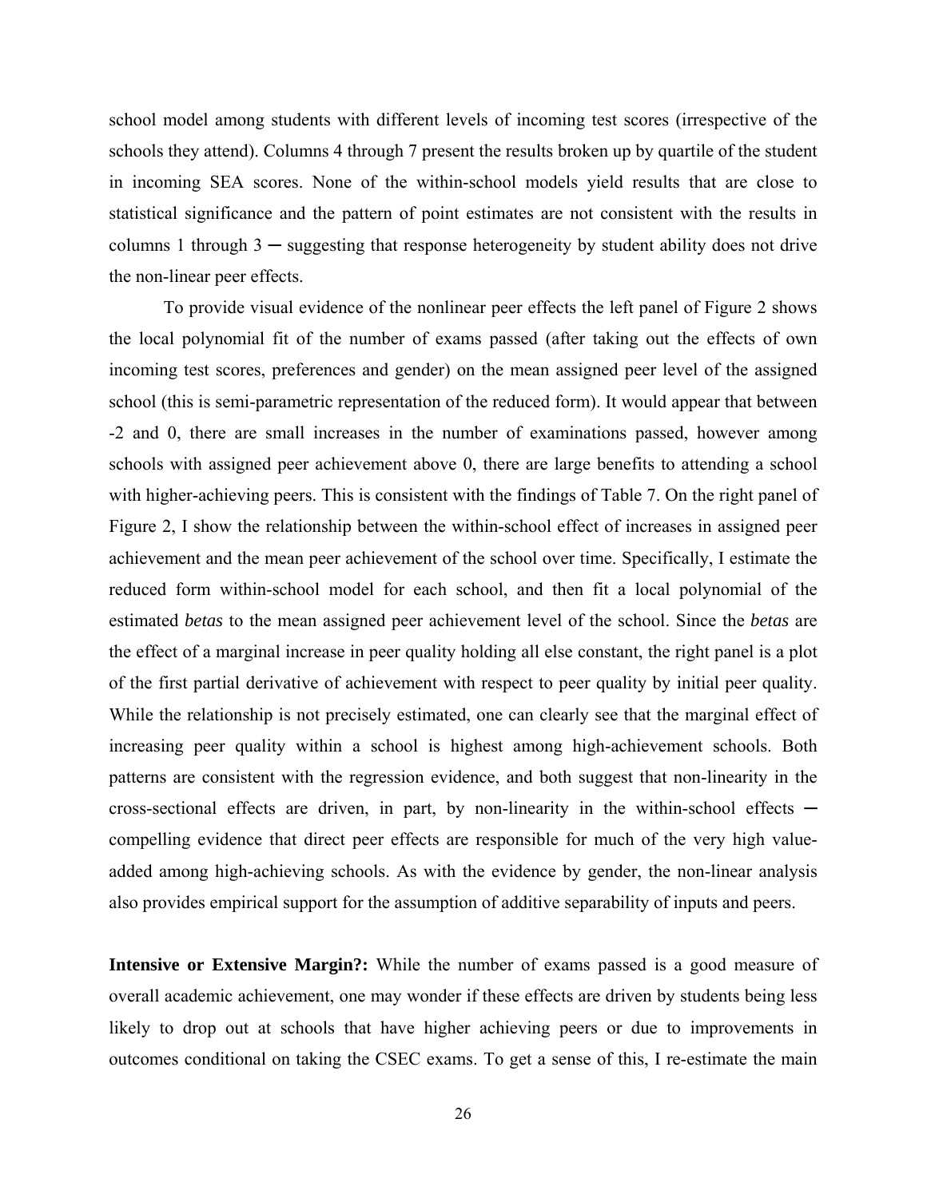school model among students with different levels of incoming test scores (irrespective of the schools they attend). Columns 4 through 7 present the results broken up by quartile of the student in incoming SEA scores. None of the within-school models yield results that are close to statistical significance and the pattern of point estimates are not consistent with the results in columns 1 through 3 ─ suggesting that response heterogeneity by student ability does not drive the non-linear peer effects.

To provide visual evidence of the nonlinear peer effects the left panel of Figure 2 shows the local polynomial fit of the number of exams passed (after taking out the effects of own incoming test scores, preferences and gender) on the mean assigned peer level of the assigned school (this is semi-parametric representation of the reduced form). It would appear that between -2 and 0, there are small increases in the number of examinations passed, however among schools with assigned peer achievement above 0, there are large benefits to attending a school with higher-achieving peers. This is consistent with the findings of Table 7. On the right panel of Figure 2, I show the relationship between the within-school effect of increases in assigned peer achievement and the mean peer achievement of the school over time. Specifically, I estimate the reduced form within-school model for each school, and then fit a local polynomial of the estimated *betas* to the mean assigned peer achievement level of the school. Since the *betas* are the effect of a marginal increase in peer quality holding all else constant, the right panel is a plot of the first partial derivative of achievement with respect to peer quality by initial peer quality. While the relationship is not precisely estimated, one can clearly see that the marginal effect of increasing peer quality within a school is highest among high-achievement schools. Both patterns are consistent with the regression evidence, and both suggest that non-linearity in the cross-sectional effects are driven, in part, by non-linearity in the within-school effects ─ compelling evidence that direct peer effects are responsible for much of the very high value-added among high-achieving schools. As with the evidence by gender, the non-linear analysis also provides empirical support for the assumption of additive separability of inputs and peers.

**Intensive or Extensive Margin?:** While the number of exams passed is a good measure of overall academic achievement, one may wonder if these effects are driven by students being less likely to drop out at schools that have higher achieving peers or due to improvements in outcomes conditional on taking the CSEC exams. To get a sense of this, I re-estimate the main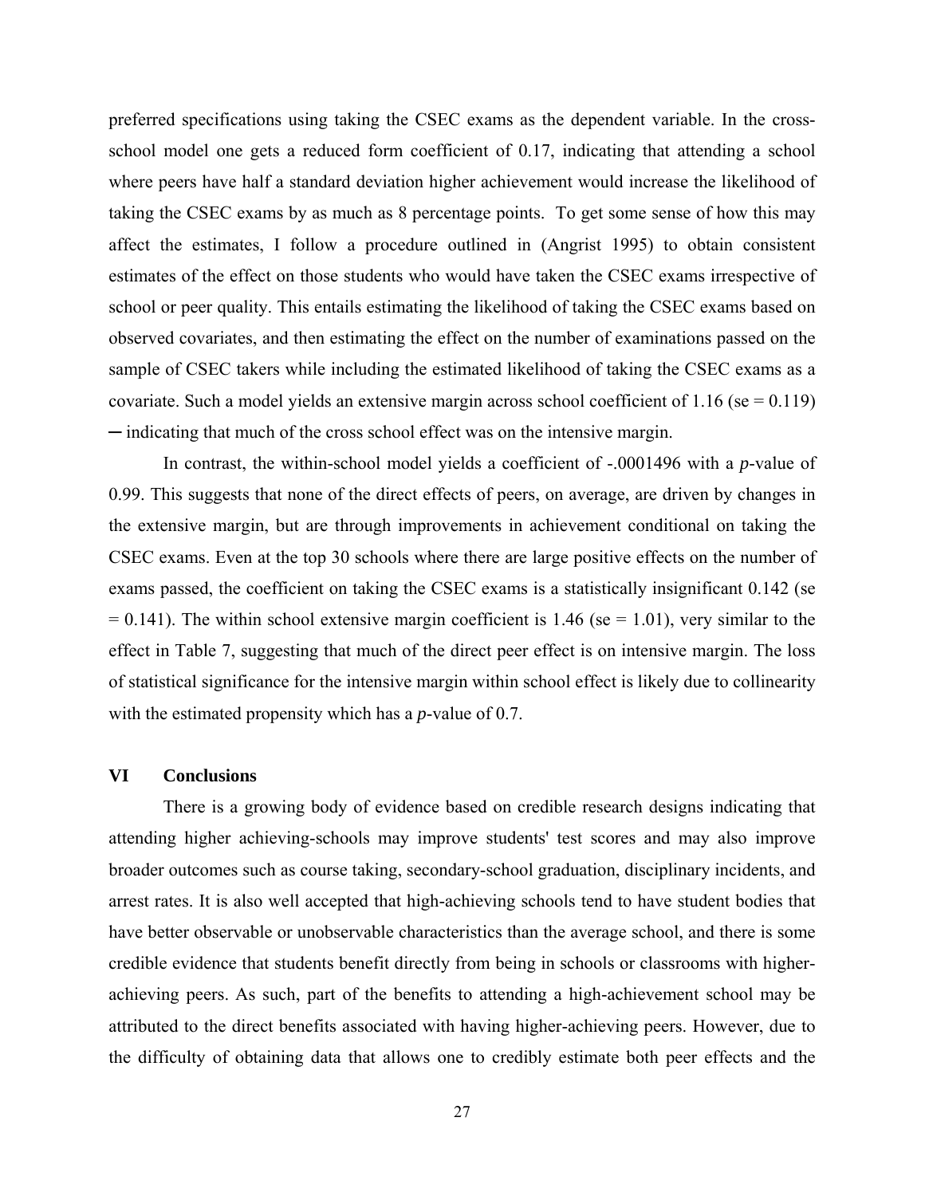preferred specifications using taking the CSEC exams as the dependent variable. In the cross-school model one gets a reduced form coefficient of 0.17, indicating that attending a school where peers have half a standard deviation higher achievement would increase the likelihood of taking the CSEC exams by as much as 8 percentage points. To get some sense of how this may affect the estimates, I follow a procedure outlined in (Angrist 1995) to obtain consistent estimates of the effect on those students who would have taken the CSEC exams irrespective of school or peer quality. This entails estimating the likelihood of taking the CSEC exams based on observed covariates, and then estimating the effect on the number of examinations passed on the sample of CSEC takers while including the estimated likelihood of taking the CSEC exams as a covariate. Such a model yields an extensive margin across school coefficient of 1.16 (se = 0.119) ─ indicating that much of the cross school effect was on the intensive margin.

In contrast, the within-school model yields a coefficient of -.0001496 with a *p*-value of 0.99. This suggests that none of the direct effects of peers, on average, are driven by changes in the extensive margin, but are through improvements in achievement conditional on taking the CSEC exams. Even at the top 30 schools where there are large positive effects on the number of exams passed, the coefficient on taking the CSEC exams is a statistically insignificant 0.142 (se = 0.141). The within school extensive margin coefficient is 1.46 (se = 1.01), very similar to the effect in Table 7, suggesting that much of the direct peer effect is on intensive margin. The loss of statistical significance for the intensive margin within school effect is likely due to collinearity with the estimated propensity which has a *p*-value of 0.7.

## VI Conclusions

There is a growing body of evidence based on credible research designs indicating that attending higher achieving-schools may improve students' test scores and may also improve broader outcomes such as course taking, secondary-school graduation, disciplinary incidents, and arrest rates. It is also well accepted that high-achieving schools tend to have student bodies that have better observable or unobservable characteristics than the average school, and there is some credible evidence that students benefit directly from being in schools or classrooms with higher-achieving peers. As such, part of the benefits to attending a high-achievement school may be attributed to the direct benefits associated with having higher-achieving peers. However, due to the difficulty of obtaining data that allows one to credibly estimate both peer effects and the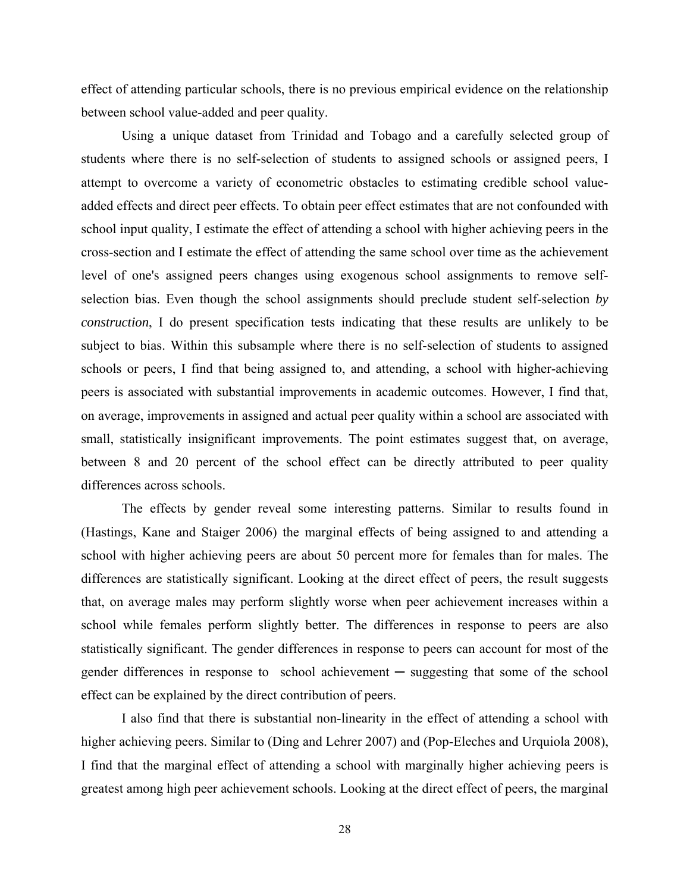effect of attending particular schools, there is no previous empirical evidence on the relationship between school value-added and peer quality.

Using a unique dataset from Trinidad and Tobago and a carefully selected group of students where there is no self-selection of students to assigned schools or assigned peers, I attempt to overcome a variety of econometric obstacles to estimating credible school value-added effects and direct peer effects. To obtain peer effect estimates that are not confounded with school input quality, I estimate the effect of attending a school with higher achieving peers in the cross-section and I estimate the effect of attending the same school over time as the achievement level of one's assigned peers changes using exogenous school assignments to remove self-selection bias. Even though the school assignments should preclude student self-selection *by construction*, I do present specification tests indicating that these results are unlikely to be subject to bias. Within this subsample where there is no self-selection of students to assigned schools or peers, I find that being assigned to, and attending, a school with higher-achieving peers is associated with substantial improvements in academic outcomes. However, I find that, on average, improvements in assigned and actual peer quality within a school are associated with small, statistically insignificant improvements. The point estimates suggest that, on average, between 8 and 20 percent of the school effect can be directly attributed to peer quality differences across schools.

The effects by gender reveal some interesting patterns. Similar to results found in (Hastings, Kane and Staiger 2006) the marginal effects of being assigned to and attending a school with higher achieving peers are about 50 percent more for females than for males. The differences are statistically significant. Looking at the direct effect of peers, the result suggests that, on average males may perform slightly worse when peer achievement increases within a school while females perform slightly better. The differences in response to peers are also statistically significant. The gender differences in response to peers can account for most of the gender differences in response to school achievement ─ suggesting that some of the school effect can be explained by the direct contribution of peers.

I also find that there is substantial non-linearity in the effect of attending a school with higher achieving peers. Similar to (Ding and Lehrer 2007) and (Pop-Eleches and Urquiola 2008), I find that the marginal effect of attending a school with marginally higher achieving peers is greatest among high peer achievement schools. Looking at the direct effect of peers, the marginal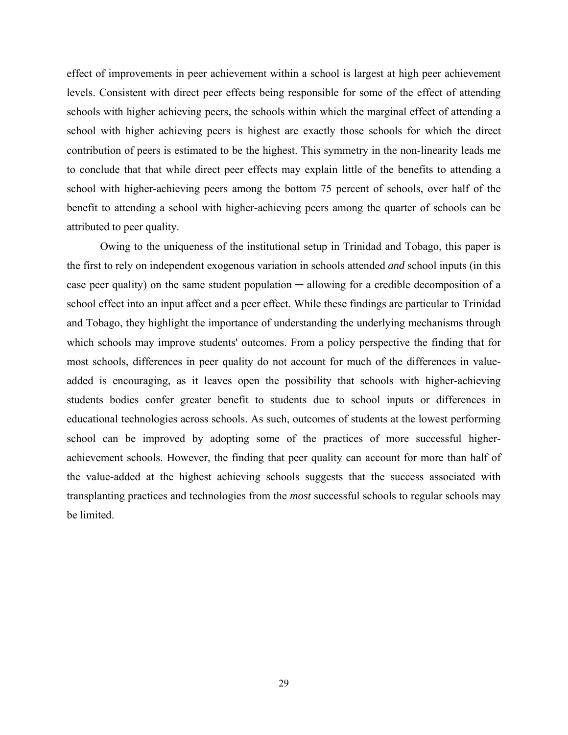effect of improvements in peer achievement within a school is largest at high peer achievement levels. Consistent with direct peer effects being responsible for some of the effect of attending schools with higher achieving peers, the schools within which the marginal effect of attending a school with higher achieving peers is highest are exactly those schools for which the direct contribution of peers is estimated to be the highest. This symmetry in the non-linearity leads me to conclude that that while direct peer effects may explain little of the benefits to attending a school with higher-achieving peers among the bottom 75 percent of schools, over half of the benefit to attending a school with higher-achieving peers among the quarter of schools can be attributed to peer quality.

Owing to the uniqueness of the institutional setup in Trinidad and Tobago, this paper is the first to rely on independent exogenous variation in schools attended *and* school inputs (in this case peer quality) on the same student population ─ allowing for a credible decomposition of a school effect into an input affect and a peer effect. While these findings are particular to Trinidad and Tobago, they highlight the importance of understanding the underlying mechanisms through which schools may improve students' outcomes. From a policy perspective the finding that for most schools, differences in peer quality do not account for much of the differences in value-added is encouraging, as it leaves open the possibility that schools with higher-achieving students bodies confer greater benefit to students due to school inputs or differences in educational technologies across schools. As such, outcomes of students at the lowest performing school can be improved by adopting some of the practices of more successful higher-achievement schools. However, the finding that peer quality can account for more than half of the value-added at the highest achieving schools suggests that the success associated with transplanting practices and technologies from the *most* successful schools to regular schools may be limited.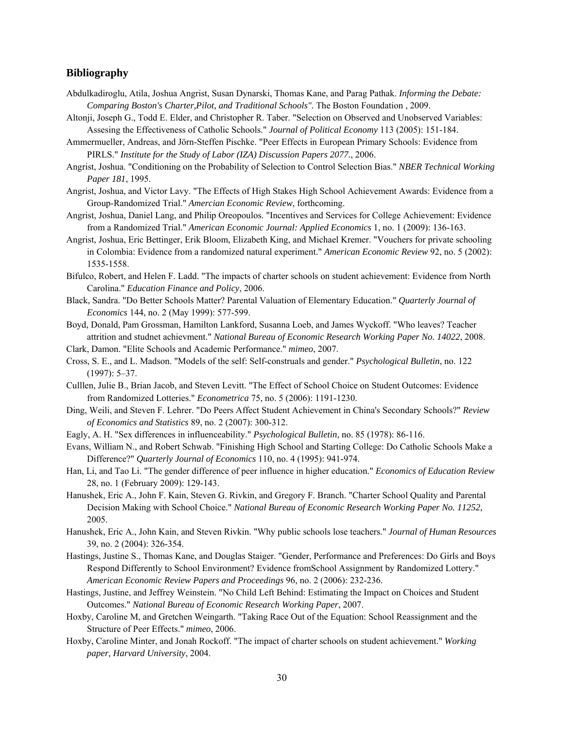## Bibliography

Abdulkadiroglu, Atila, Joshua Angrist, Susan Dynarski, Thomas Kane, and Parag Pathak. *Informing the Debate: Comparing Boston's Charter,Pilot, and Traditional Schools".* The Boston Foundation , 2009.

Altonji, Joseph G., Todd E. Elder, and Christopher R. Taber. "Selection on Observed and Unobserved Variables: Assesing the Effectiveness of Catholic Schools." *Journal of Political Economy* 113 (2005): 151-184.

Ammermueller, Andreas, and Jörn-Steffen Pischke. "Peer Effects in European Primary Schools: Evidence from PIRLS." *Institute for the Study of Labor (IZA) Discussion Papers 2077.*, 2006.

Angrist, Joshua. "Conditioning on the Probability of Selection to Control Selection Bias." *NBER Technical Working Paper 181*, 1995.

Angrist, Joshua, and Victor Lavy. "The Effects of High Stakes High School Achievement Awards: Evidence from a Group-Randomized Trial." *Amercian Economic Review*, forthcoming.

Angrist, Joshua, Daniel Lang, and Philip Oreopoulos. "Incentives and Services for College Achievement: Evidence from a Randomized Trial." *American Economic Journal: Applied Economics* 1, no. 1 (2009): 136-163.

Angrist, Joshua, Eric Bettinger, Erik Bloom, Elizabeth King, and Michael Kremer. "Vouchers for private schooling in Colombia: Evidence from a randomized natural experiment." *American Economic Review* 92, no. 5 (2002): 1535-1558.

Bifulco, Robert, and Helen F. Ladd. "The impacts of charter schools on student achievement: Evidence from North Carolina." *Education Finance and Policy*, 2006.

Black, Sandra. "Do Better Schools Matter? Parental Valuation of Elementary Education." *Quarterly Journal of Economics* 144, no. 2 (May 1999): 577-599.

Boyd, Donald, Pam Grossman, Hamilton Lankford, Susanna Loeb, and James Wyckoff. "Who leaves? Teacher attrition and studnet achievment." *National Bureau of Economic Research Working Paper No. 14022*, 2008.

Clark, Damon. "Elite Schools and Academic Performance." *mimeo*, 2007.

Cross, S. E., and L. Madson. "Models of the self: Self-construals and gender." *Psychological Bulletin*, no. 122 (1997): 5–37.

Culllen, Julie B., Brian Jacob, and Steven Levitt. "The Effect of School Choice on Student Outcomes: Evidence from Randomized Lotteries." *Econometrica* 75, no. 5 (2006): 1191-1230.

Ding, Weili, and Steven F. Lehrer. "Do Peers Affect Student Achievement in China's Secondary Schools?" *Review of Economics and Statistics* 89, no. 2 (2007): 300-312.

Eagly, A. H. "Sex differences in influenceability." *Psychological Bulletin*, no. 85 (1978): 86-116.

Evans, William N., and Robert Schwab. "Finishing High School and Starting College: Do Catholic Schools Make a Difference?" *Quarterly Journal of Economics* 110, no. 4 (1995): 941-974.

Han, Li, and Tao Li. "The gender difference of peer influence in higher education." *Economics of Education Review* 28, no. 1 (February 2009): 129-143.

Hanushek, Eric A., John F. Kain, Steven G. Rivkin, and Gregory F. Branch. "Charter School Quality and Parental Decision Making with School Choice." *National Bureau of Economic Research Working Paper No. 11252*, 2005.

Hanushek, Eric A., John Kain, and Steven Rivkin. "Why public schools lose teachers." *Journal of Human Resources* 39, no. 2 (2004): 326-354.

Hastings, Justine S., Thomas Kane, and Douglas Staiger. "Gender, Performance and Preferences: Do Girls and Boys Respond Differently to School Environment? Evidence fromSchool Assignment by Randomized Lottery." *American Economic Review Papers and Proceedings* 96, no. 2 (2006): 232-236.

Hastings, Justine, and Jeffrey Weinstein. "No Child Left Behind: Estimating the Impact on Choices and Student Outcomes." *National Bureau of Economic Research Working Paper*, 2007.

Hoxby, Caroline M, and Gretchen Weingarth. "Taking Race Out of the Equation: School Reassignment and the Structure of Peer Effects." *mimeo*, 2006.

Hoxby, Caroline Minter, and Jonah Rockoff. "The impact of charter schools on student achievement." *Working paper, Harvard University*, 2004.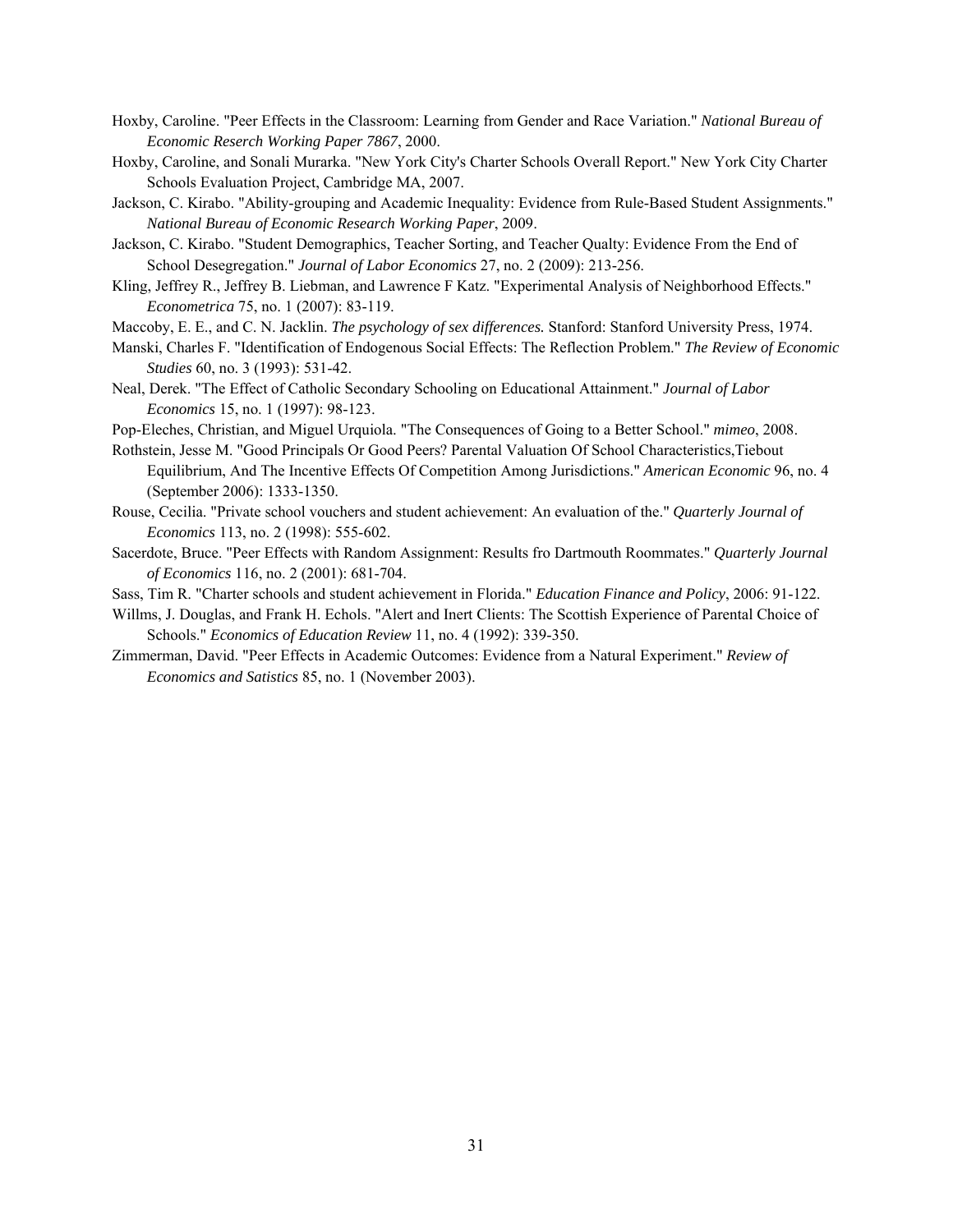Hoxby, Caroline. "Peer Effects in the Classroom: Learning from Gender and Race Variation." *National Bureau of Economic Reserch Working Paper 7867*, 2000.

Hoxby, Caroline, and Sonali Murarka. "New York City's Charter Schools Overall Report." New York City Charter Schools Evaluation Project, Cambridge MA, 2007.

Jackson, C. Kirabo. "Ability-grouping and Academic Inequality: Evidence from Rule-Based Student Assignments." *National Bureau of Economic Research Working Paper*, 2009.

Jackson, C. Kirabo. "Student Demographics, Teacher Sorting, and Teacher Qualty: Evidence From the End of School Desegregation." *Journal of Labor Economics* 27, no. 2 (2009): 213-256.

Kling, Jeffrey R., Jeffrey B. Liebman, and Lawrence F Katz. "Experimental Analysis of Neighborhood Effects." *Econometrica* 75, no. 1 (2007): 83-119.

Maccoby, E. E., and C. N. Jacklin. *The psychology of sex differences.* Stanford: Stanford University Press, 1974.

Manski, Charles F. "Identification of Endogenous Social Effects: The Reflection Problem." *The Review of Economic Studies* 60, no. 3 (1993): 531-42.

Neal, Derek. "The Effect of Catholic Secondary Schooling on Educational Attainment." *Journal of Labor Economics* 15, no. 1 (1997): 98-123.

Pop-Eleches, Christian, and Miguel Urquiola. "The Consequences of Going to a Better School." *mimeo*, 2008.

Rothstein, Jesse M. "Good Principals Or Good Peers? Parental Valuation Of School Characteristics,Tiebout Equilibrium, And The Incentive Effects Of Competition Among Jurisdictions." *American Economic* 96, no. 4 (September 2006): 1333-1350.

Rouse, Cecilia. "Private school vouchers and student achievement: An evaluation of the." *Quarterly Journal of Economics* 113, no. 2 (1998): 555-602.

Sacerdote, Bruce. "Peer Effects with Random Assignment: Results fro Dartmouth Roommates." *Quarterly Journal of Economics* 116, no. 2 (2001): 681-704.

Sass, Tim R. "Charter schools and student achievement in Florida." *Education Finance and Policy*, 2006: 91-122.

Willms, J. Douglas, and Frank H. Echols. "Alert and Inert Clients: The Scottish Experience of Parental Choice of Schools." *Economics of Education Review* 11, no. 4 (1992): 339-350.

Zimmerman, David. "Peer Effects in Academic Outcomes: Evidence from a Natural Experiment." *Review of Economics and Satistics* 85, no. 1 (November 2003).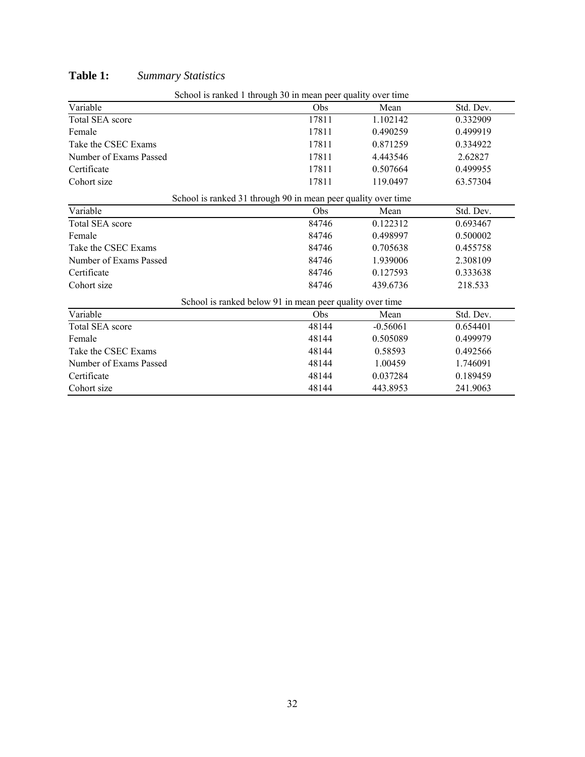**Table 1:** *Summary Statistics*

School is ranked 1 through 30 in mean peer quality over time

| Variable | Obs | Mean | Std. Dev. |
|---|---|---|---|
| Total SEA score | 17811 | 1.102142 | 0.332909 |
| Female | 17811 | 0.490259 | 0.499919 |
| Take the CSEC Exams | 17811 | 0.871259 | 0.334922 |
| Number of Exams Passed | 17811 | 4.443546 | 2.62827 |
| Certificate | 17811 | 0.507664 | 0.499955 |
| Cohort size | 17811 | 119.0497 | 63.57304 |

School is ranked 31 through 90 in mean peer quality over time

| Variable | Obs | Mean | Std. Dev. |
|---|---|---|---|
| Total SEA score | 84746 | 0.122312 | 0.693467 |
| Female | 84746 | 0.498997 | 0.500002 |
| Take the CSEC Exams | 84746 | 0.705638 | 0.455758 |
| Number of Exams Passed | 84746 | 1.939006 | 2.308109 |
| Certificate | 84746 | 0.127593 | 0.333638 |
| Cohort size | 84746 | 439.6736 | 218.533 |

School is ranked below 91 in mean peer quality over time

| Variable | Obs | Mean | Std. Dev. |
|---|---|---|---|
| Total SEA score | 48144 | -0.56061 | 0.654401 |
| Female | 48144 | 0.505089 | 0.499979 |
| Take the CSEC Exams | 48144 | 0.58593 | 0.492566 |
| Number of Exams Passed | 48144 | 1.00459 | 1.746091 |
| Certificate | 48144 | 0.037284 | 0.189459 |
| Cohort size | 48144 | 443.8953 | 241.9063 |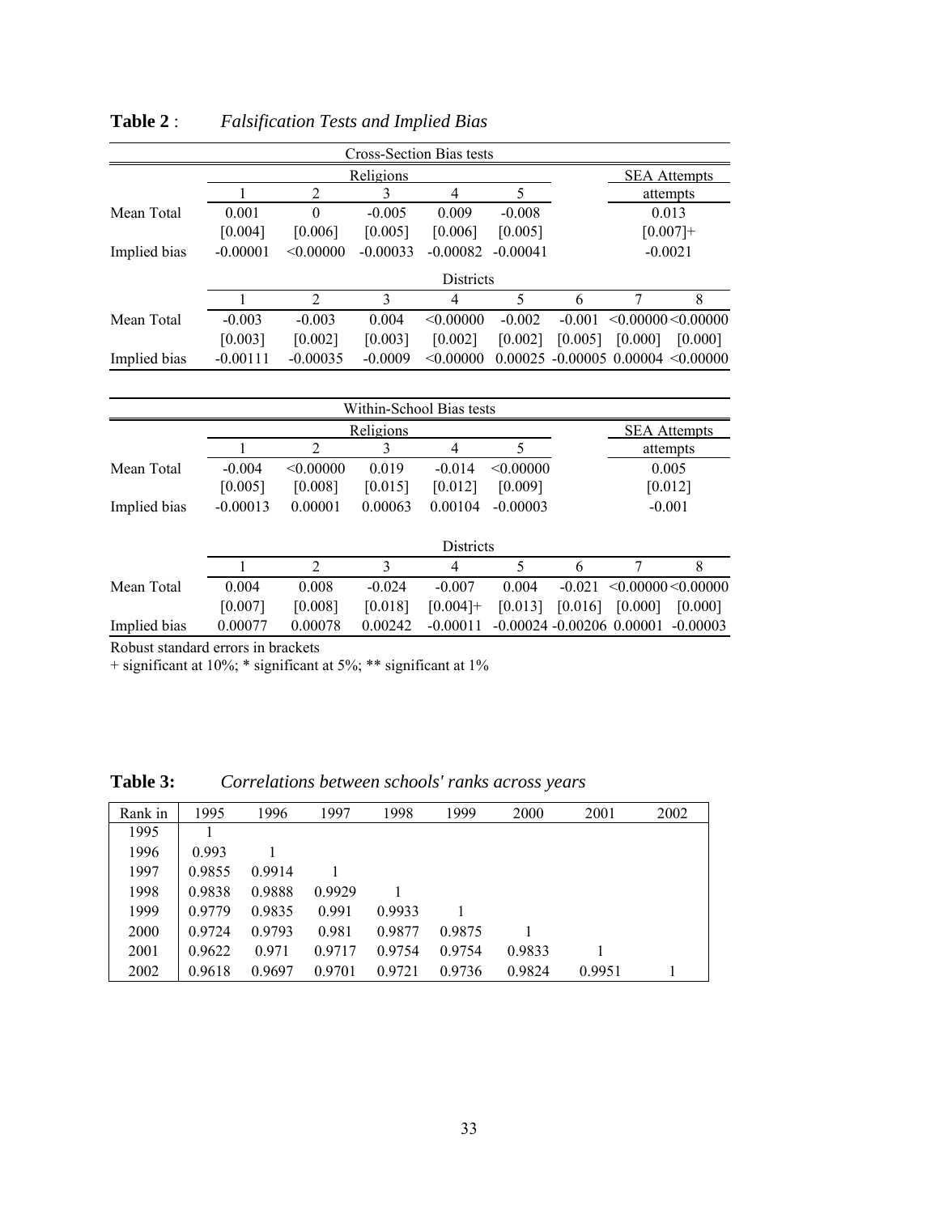**Table 2** : *Falsification Tests and Implied Bias*

| Cross-Section Bias tests | | | | | | | | |
|---|---|---|---|---|---|---|---|---|
| | Religions | | | | | | SEA Attempts | |
| | 1 | 2 | 3 | 4 | 5 | | attempts | |
| Mean Total | 0.001 | 0 | -0.005 | 0.009 | -0.008 | | 0.013 | |
| | [0.004] | [0.006] | [0.005] | [0.006] | [0.005] | | [0.007]+ | |
| Implied bias | -0.00001 | <0.00000 | -0.00033 | -0.00082 | -0.00041 | | -0.0021 | |
| | Districts | | | | | | | |
| | 1 | 2 | 3 | 4 | 5 | 6 | 7 | 8 |
| Mean Total | -0.003 | -0.003 | 0.004 | <0.00000 | -0.002 | -0.001 | <0.00000 | <0.00000 |
| | [0.003] | [0.002] | [0.003] | [0.002] | [0.002] | [0.005] | [0.000] | [0.000] |
| Implied bias | -0.00111 | -0.00035 | -0.0009 | <0.00000 | 0.00025 | -0.00005 | 0.00004 | <0.00000 |

| Within-School Bias tests | | | | | | | | |
|---|---|---|---|---|---|---|---|---|
| | Religions | | | | | | SEA Attempts | |
| | 1 | 2 | 3 | 4 | 5 | | attempts | |
| Mean Total | -0.004 | <0.00000 | 0.019 | -0.014 | <0.00000 | | 0.005 | |
| | [0.005] | [0.008] | [0.015] | [0.012] | [0.009] | | [0.012] | |
| Implied bias | -0.00013 | 0.00001 | 0.00063 | 0.00104 | -0.00003 | | -0.001 | |
| | Districts | | | | | | | |
| | 1 | 2 | 3 | 4 | 5 | 6 | 7 | 8 |
| Mean Total | 0.004 | 0.008 | -0.024 | -0.007 | 0.004 | -0.021 | <0.00000 | <0.00000 |
| | [0.007] | [0.008] | [0.018] | [0.004]+ | [0.013] | [0.016] | [0.000] | [0.000] |
| Implied bias | 0.00077 | 0.00078 | 0.00242 | -0.00011 | -0.00024 | -0.00206 | 0.00001 | -0.00003 |

Robust standard errors in brackets
+ significant at 10%; * significant at 5%; ** significant at 1%

**Table 3:** *Correlations between schools' ranks across years*

| Rank in | 1995 | 1996 | 1997 | 1998 | 1999 | 2000 | 2001 | 2002 |
|---|---|---|---|---|---|---|---|---|
| 1995 | 1 | | | | | | | |
| 1996 | 0.993 | 1 | | | | | | |
| 1997 | 0.9855 | 0.9914 | 1 | | | | | |
| 1998 | 0.9838 | 0.9888 | 0.9929 | 1 | | | | |
| 1999 | 0.9779 | 0.9835 | 0.991 | 0.9933 | 1 | | | |
| 2000 | 0.9724 | 0.9793 | 0.981 | 0.9877 | 0.9875 | 1 | | |
| 2001 | 0.9622 | 0.971 | 0.9717 | 0.9754 | 0.9754 | 0.9833 | 1 | |
| 2002 | 0.9618 | 0.9697 | 0.9701 | 0.9721 | 0.9736 | 0.9824 | 0.9951 | 1 |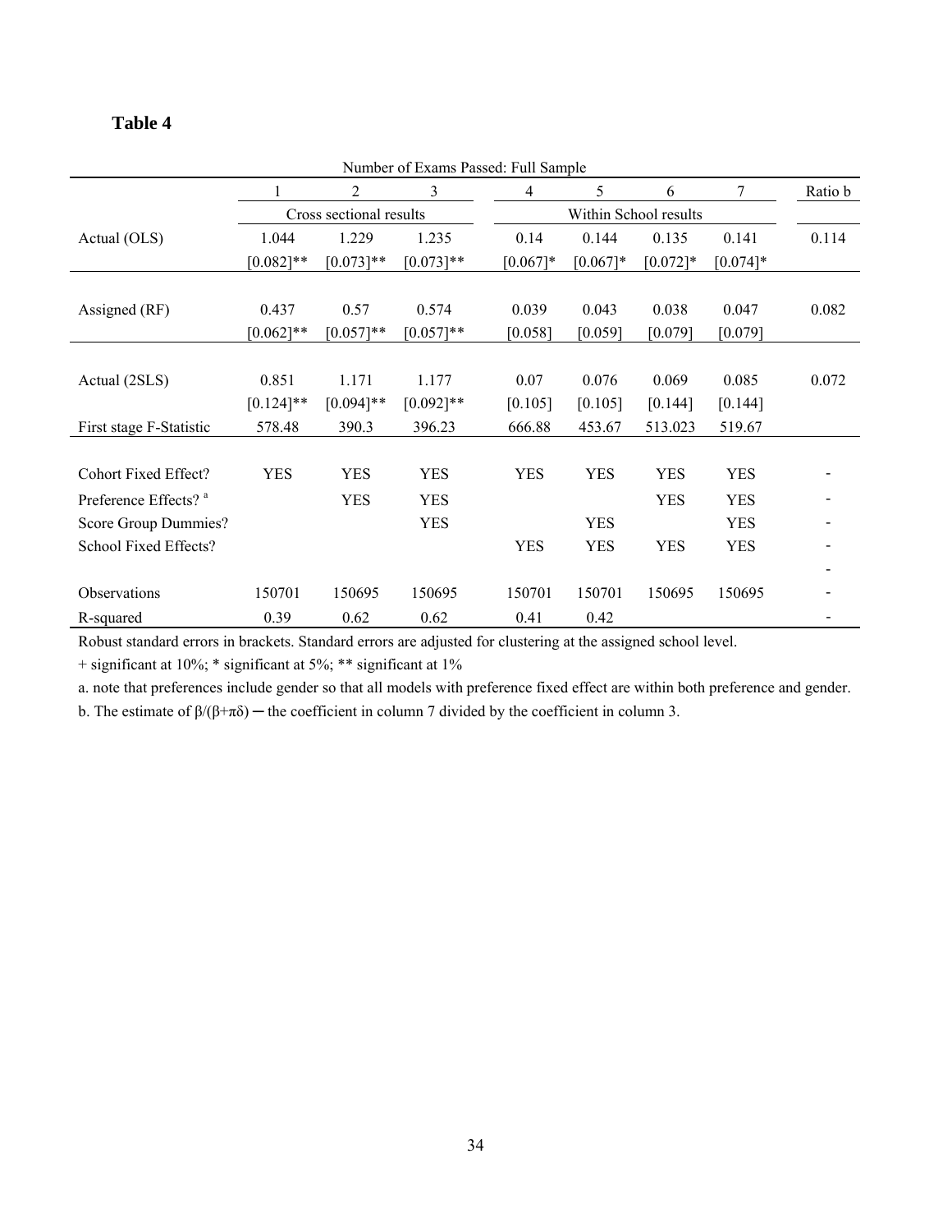**Table 4**

| Number of Exams Passed: Full Sample | | | | | | | | |
|---|---|---|---|---|---|---|---|---|
| | 1 | 2 | 3 | 4 | 5 | 6 | 7 | Ratio b |
| | Cross sectional results | | | Within School results | | | | |
| Actual (OLS) | 1.044 | 1.229 | 1.235 | 0.14 | 0.144 | 0.135 | 0.141 | 0.114 |
| | [0.082]** | [0.073]** | [0.073]** | [0.067]* | [0.067]* | [0.072]* | [0.074]* | |
| Assigned (RF) | 0.437 | 0.57 | 0.574 | 0.039 | 0.043 | 0.038 | 0.047 | 0.082 |
| | [0.062]** | [0.057]** | [0.057]** | [0.058] | [0.059] | [0.079] | [0.079] | |
| Actual (2SLS) | 0.851 | 1.171 | 1.177 | 0.07 | 0.076 | 0.069 | 0.085 | 0.072 |
| | [0.124]** | [0.094]** | [0.092]** | [0.105] | [0.105] | [0.144] | [0.144] | |
| First stage F-Statistic | 578.48 | 390.3 | 396.23 | 666.88 | 453.67 | 513.023 | 519.67 | |
| Cohort Fixed Effect? | YES | YES | YES | YES | YES | YES | YES | - |
| Preference Effects? [a] | | YES | YES | | | YES | YES | - |
| Score Group Dummies? | | | YES | | YES | | YES | - |
| School Fixed Effects? | | | | YES | YES | YES | YES | - |
| | | | | | | | | - |
| Observations | 150701 | 150695 | 150695 | 150701 | 150701 | 150695 | 150695 | - |
| R-squared | 0.39 | 0.62 | 0.62 | 0.41 | 0.42 | | | - |

Robust standard errors in brackets. Standard errors are adjusted for clustering at the assigned school level.

+ significant at 10%; * significant at 5%; ** significant at 1%

a. note that preferences include gender so that all models with preference fixed effect are within both preference and gender.

b. The estimate of $\beta/(\beta+\pi\delta)$ ─ the coefficient in column 7 divided by the coefficient in column 3.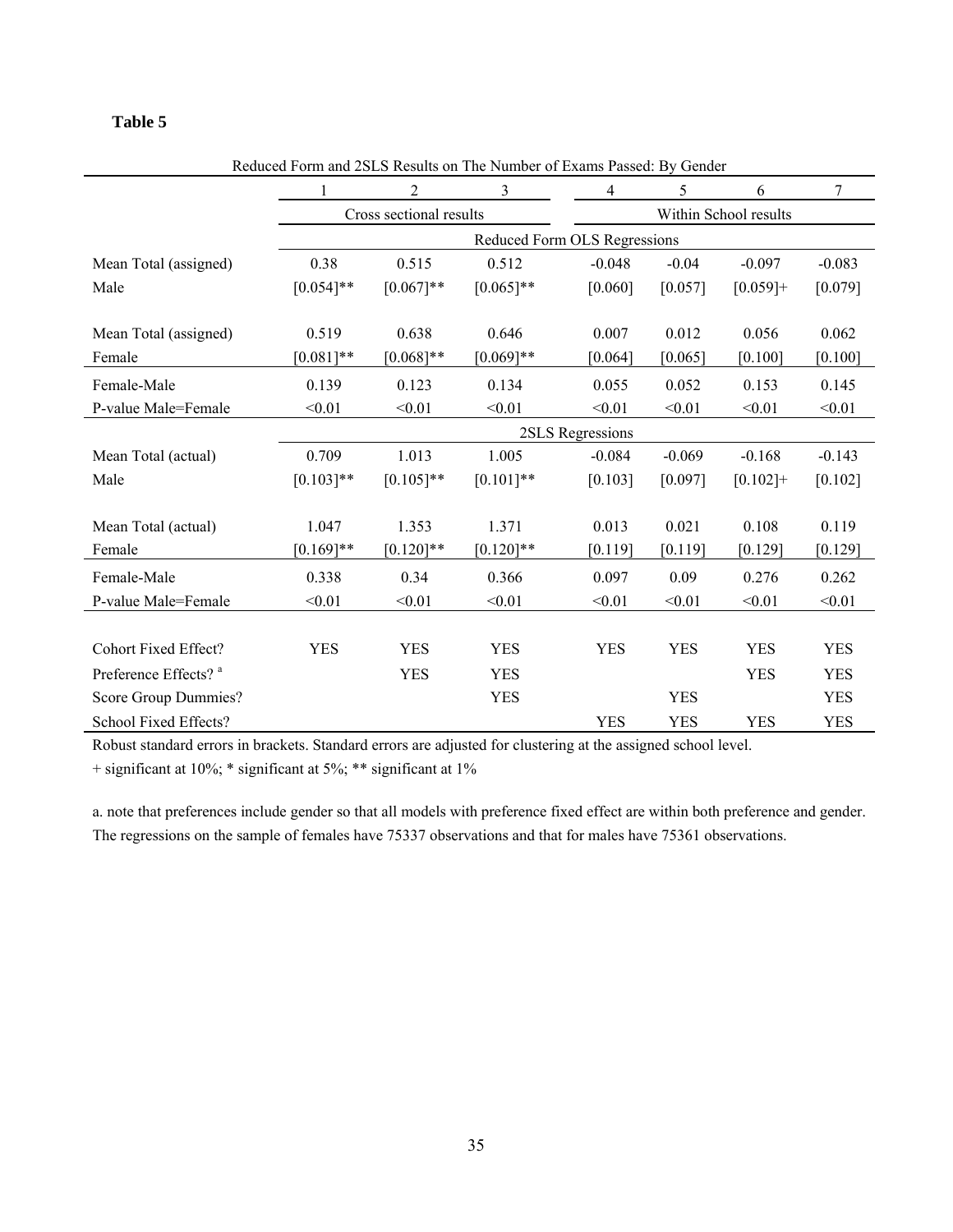**Table 5**

Reduced Form and 2SLS Results on The Number of Exams Passed: By Gender

| | 1 | 2 | 3 | 4 | 5 | 6 | 7 |
|---|---|---|---|---|---|---|---|
| | Cross sectional results | | | Within School results | | | |
| | Reduced Form OLS Regressions | | | | | | |
| Mean Total (assigned) | 0.38 | 0.515 | 0.512 | -0.048 | -0.04 | -0.097 | -0.083 |
| Male | [0.054]** | [0.067]** | [0.065]** | [0.060] | [0.057] | [0.059]+ | [0.079] |
| Mean Total (assigned) | 0.519 | 0.638 | 0.646 | 0.007 | 0.012 | 0.056 | 0.062 |
| Female | [0.081]** | [0.068]** | [0.069]** | [0.064] | [0.065] | [0.100] | [0.100] |
| Female-Male | 0.139 | 0.123 | 0.134 | 0.055 | 0.052 | 0.153 | 0.145 |
| P-value Male=Female | <0.01 | <0.01 | <0.01 | <0.01 | <0.01 | <0.01 | <0.01 |
| | 2SLS Regressions | | | | | | |
| Mean Total (actual) | 0.709 | 1.013 | 1.005 | -0.084 | -0.069 | -0.168 | -0.143 |
| Male | [0.103]** | [0.105]** | [0.101]** | [0.103] | [0.097] | [0.102]+ | [0.102] |
| Mean Total (actual) | 1.047 | 1.353 | 1.371 | 0.013 | 0.021 | 0.108 | 0.119 |
| Female | [0.169]** | [0.120]** | [0.120]** | [0.119] | [0.119] | [0.129] | [0.129] |
| Female-Male | 0.338 | 0.34 | 0.366 | 0.097 | 0.09 | 0.276 | 0.262 |
| P-value Male=Female | <0.01 | <0.01 | <0.01 | <0.01 | <0.01 | <0.01 | <0.01 |
| Cohort Fixed Effect? | YES | YES | YES | YES | YES | YES | YES |
| Preference Effects? [a] | | YES | YES | | | YES | YES |
| Score Group Dummies? | | | YES | | YES | | YES |
| School Fixed Effects? | | | | YES | YES | YES | YES |

Robust standard errors in brackets. Standard errors are adjusted for clustering at the assigned school level.

+ significant at 10%; * significant at 5%; ** significant at 1%

a. note that preferences include gender so that all models with preference fixed effect are within both preference and gender. The regressions on the sample of females have 75337 observations and that for males have 75361 observations.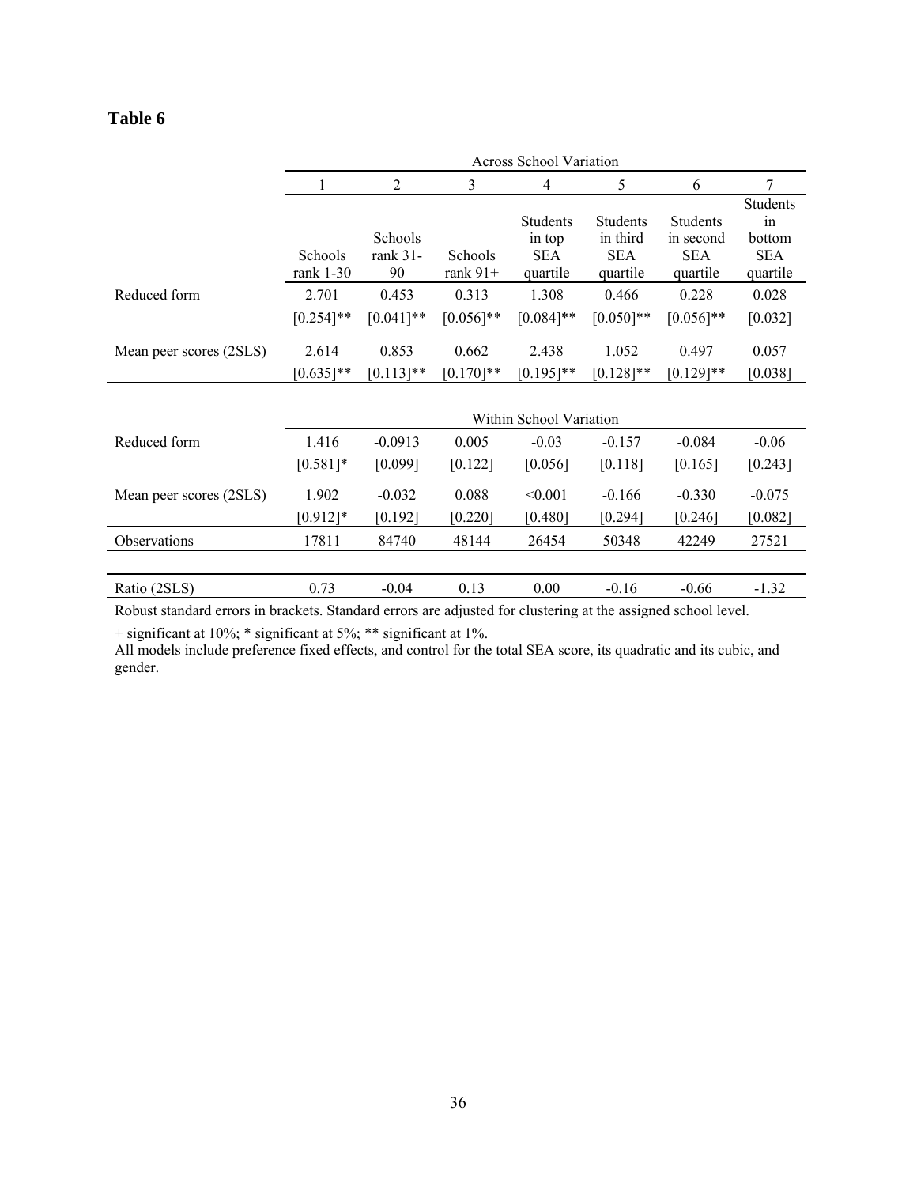**Table 6**

| | Across School Variation | | | | | | |
|---|---|---|---|---|---|---|---|
| | 1 | 2 | 3 | 4 | 5 | 6 | 7 |
| | Schools rank 1-30 | Schools rank 31-90 | Schools rank 91+ | Students in top SEA quartile | Students in third SEA quartile | Students in second SEA quartile | Students in bottom SEA quartile |
| Reduced form | 2.701 | 0.453 | 0.313 | 1.308 | 0.466 | 0.228 | 0.028 |
| | [0.254]** | [0.041]** | [0.056]** | [0.084]** | [0.050]** | [0.056]** | [0.032] |
| Mean peer scores (2SLS) | 2.614 | 0.853 | 0.662 | 2.438 | 1.052 | 0.497 | 0.057 |
| | [0.635]** | [0.113]** | [0.170]** | [0.195]** | [0.128]** | [0.129]** | [0.038] |
| | Within School Variation | | | | | | |
| Reduced form | 1.416 | -0.0913 | 0.005 | -0.03 | -0.157 | -0.084 | -0.06 |
| | [0.581]* | [0.099] | [0.122] | [0.056] | [0.118] | [0.165] | [0.243] |
| Mean peer scores (2SLS) | 1.902 | -0.032 | 0.088 | <0.001 | -0.166 | -0.330 | -0.075 |
| | [0.912]* | [0.192] | [0.220] | [0.480] | [0.294] | [0.246] | [0.082] |
| Observations | 17811 | 84740 | 48144 | 26454 | 50348 | 42249 | 27521 |
| Ratio (2SLS) | 0.73 | -0.04 | 0.13 | 0.00 | -0.16 | -0.66 | -1.32 |

Robust standard errors in brackets. Standard errors are adjusted for clustering at the assigned school level.

+ significant at 10%; * significant at 5%; ** significant at 1%.

All models include preference fixed effects, and control for the total SEA score, its quadratic and its cubic, and gender.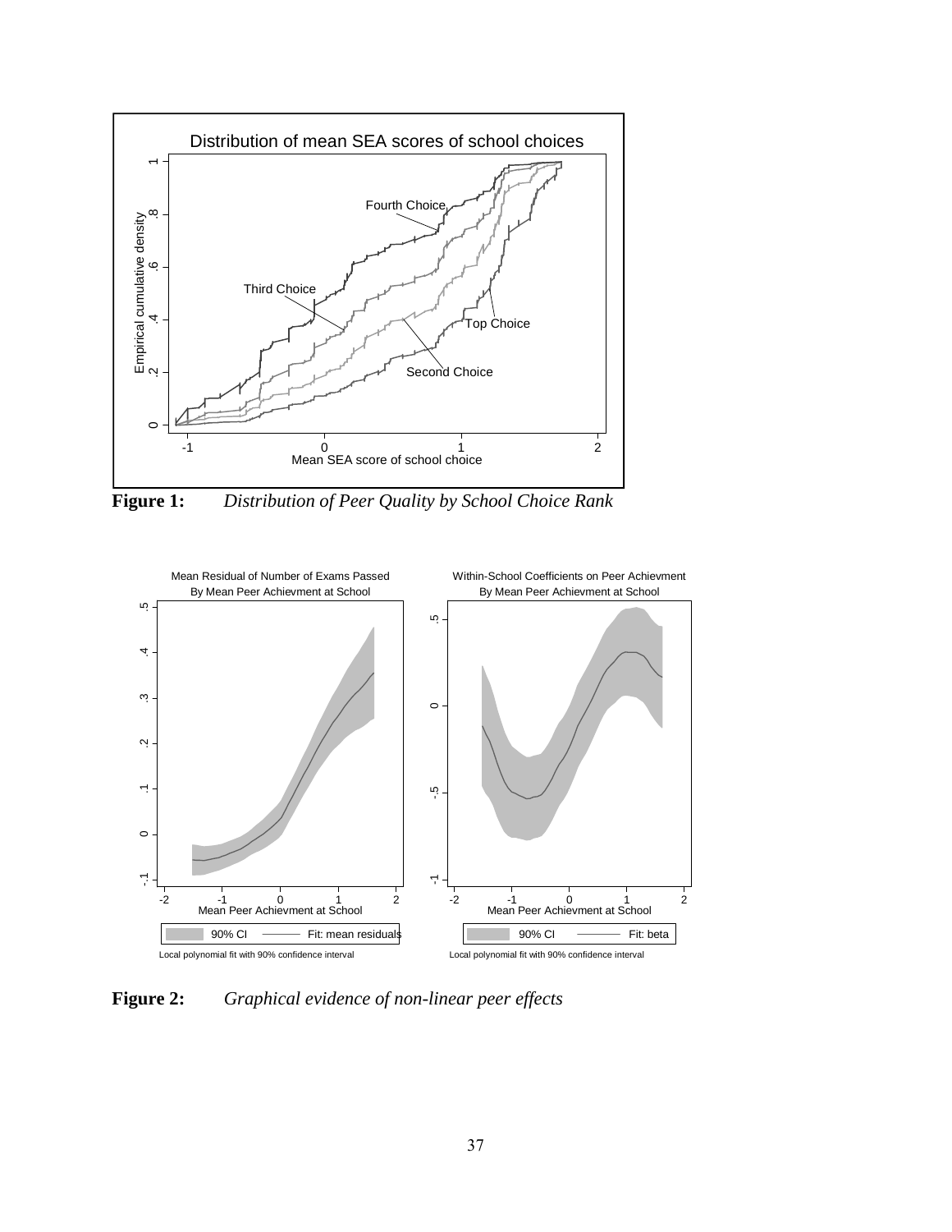**Figure 1:** *Distribution of Peer Quality by School Choice Rank*

**Figure 2:** *Graphical evidence of non-linear peer effects*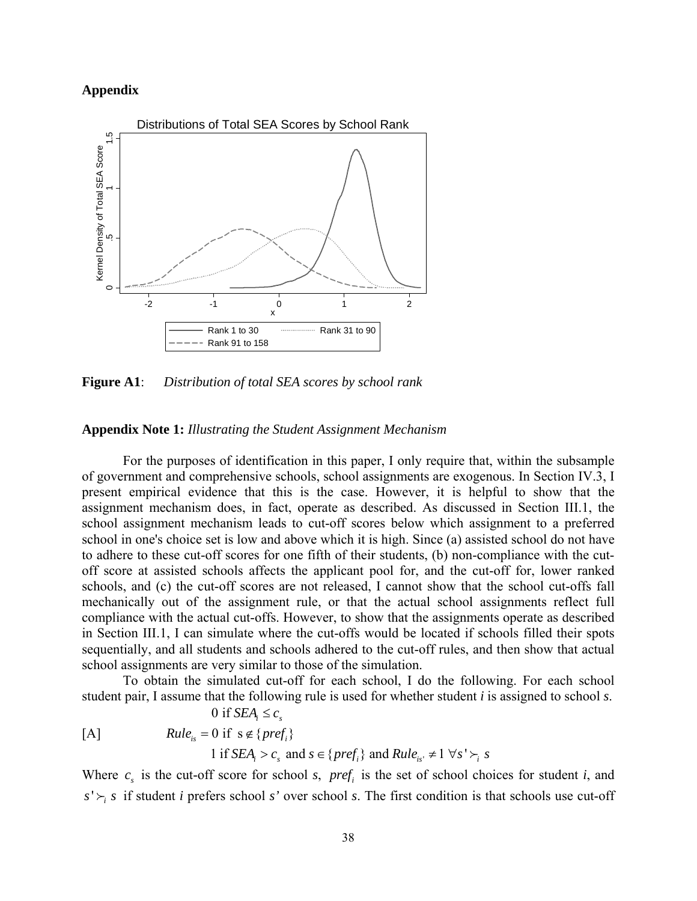## Appendix

**Figure A1**: *Distribution of total SEA scores by school rank*

**Appendix Note 1:** *Illustrating the Student Assignment Mechanism*

For the purposes of identification in this paper, I only require that, within the subsample of government and comprehensive schools, school assignments are exogenous. In Section IV.3, I present empirical evidence that this is the case. However, it is helpful to show that the assignment mechanism does, in fact, operate as described. As discussed in Section III.1, the school assignment mechanism leads to cut-off scores below which assignment to a preferred school in one's choice set is low and above which it is high. Since (a) assisted school do not have to adhere to these cut-off scores for one fifth of their students, (b) non-compliance with the cut-off score at assisted schools affects the applicant pool for, and the cut-off for, lower ranked schools, and (c) the cut-off scores are not released, I cannot show that the school cut-offs fall mechanically out of the assignment rule, or that the actual school assignments reflect full compliance with the actual cut-offs. However, to show that the assignments operate as described in Section III.1, I can simulate where the cut-offs would be located if schools filled their spots sequentially, and all students and schools adhered to the cut-off rules, and then show that actual school assignments are very similar to those of the simulation.

To obtain the simulated cut-off for each school, I do the following. For each school student pair, I assume that the following rule is used for whether student *i* is assigned to school *s*.

[A]
$$Rule_{is} = \begin{cases} 0 \text{ if } SEA_i \leq c_s \\ 0 \text{ if } s \notin \{pref_i\} \\ 1 \text{ if } SEA_i > c_s \text{ and } s \in \{pref_i\} \text{ and } Rule_{is'} \neq 1 \ \forall s' \succ_i s \end{cases}$$

Where $c_s$ is the cut-off score for school *s*, $pref_i$ is the set of school choices for student *i*, and $s' \succ_i s$ if student *i* prefers school *s'* over school *s*. The first condition is that schools use cut-off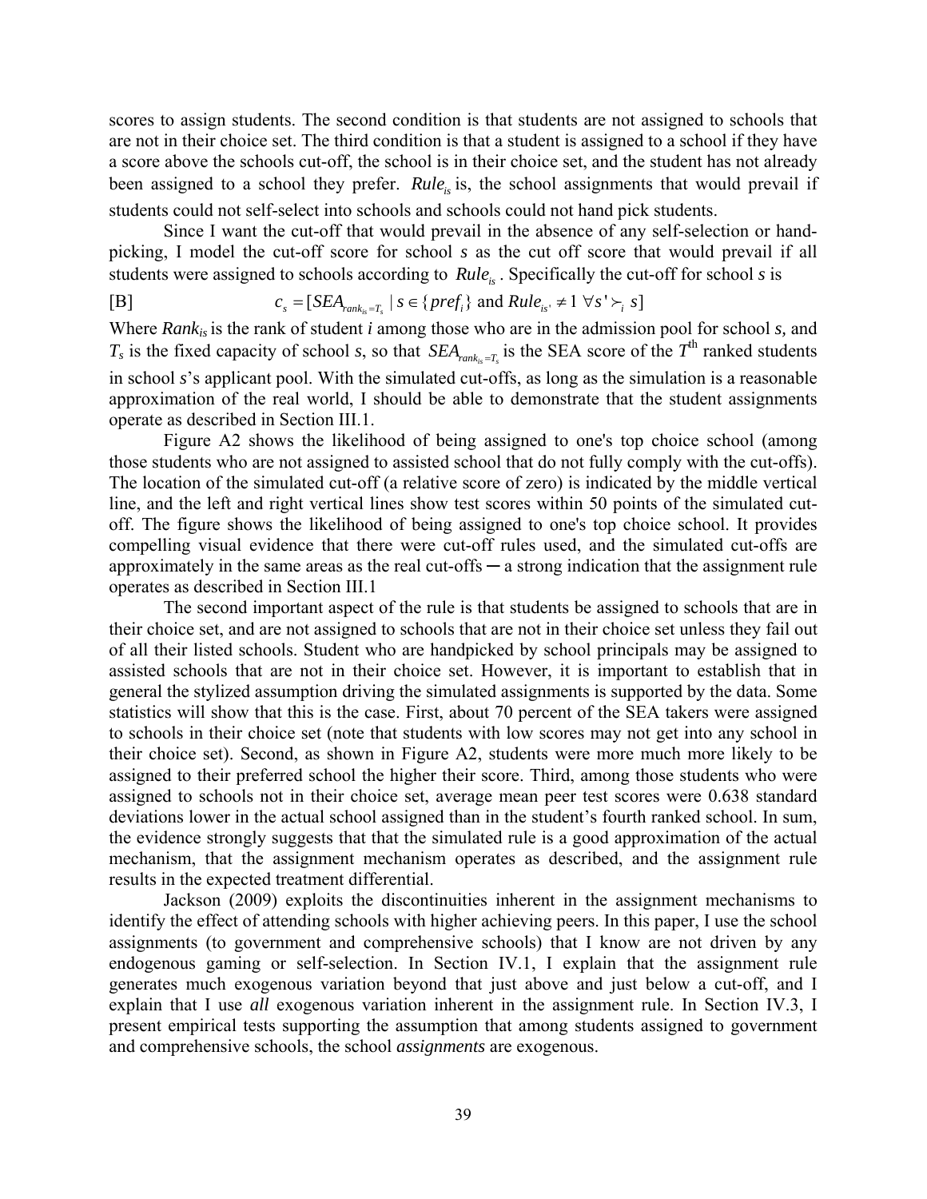scores to assign students. The second condition is that students are not assigned to schools that are not in their choice set. The third condition is that a student is assigned to a school if they have a score above the schools cut-off, the school is in their choice set, and the student has not already been assigned to a school they prefer. $Rule_{is}$ is, the school assignments that would prevail if students could not self-select into schools and schools could not hand pick students.

Since I want the cut-off that would prevail in the absence of any self-selection or hand-picking, I model the cut-off score for school *s* as the cut off score that would prevail if all students were assigned to schools according to $Rule_{is}$. Specifically the cut-off for school *s* is

$$\text{[B]} \qquad c_s = [SEA_{rank_{is}=T_s} \mid s \in \{pref_i\} \text{ and } Rule_{is'} \neq 1 \ \forall s' \succ_i s]$$

Where $Rank_{is}$ is the rank of student *i* among those who are in the admission pool for school *s*, and $T_s$ is the fixed capacity of school *s*, so that $SEA_{rank_{is}=T_s}$ is the SEA score of the $T^{\text{th}}$ ranked students in school *s*'s applicant pool. With the simulated cut-offs, as long as the simulation is a reasonable approximation of the real world, I should be able to demonstrate that the student assignments operate as described in Section III.1.

Figure A2 shows the likelihood of being assigned to one's top choice school (among those students who are not assigned to assisted school that do not fully comply with the cut-offs). The location of the simulated cut-off (a relative score of zero) is indicated by the middle vertical line, and the left and right vertical lines show test scores within 50 points of the simulated cut-off. The figure shows the likelihood of being assigned to one's top choice school. It provides compelling visual evidence that there were cut-off rules used, and the simulated cut-offs are approximately in the same areas as the real cut-offs ─ a strong indication that the assignment rule operates as described in Section III.1

The second important aspect of the rule is that students be assigned to schools that are in their choice set, and are not assigned to schools that are not in their choice set unless they fail out of all their listed schools. Student who are handpicked by school principals may be assigned to assisted schools that are not in their choice set. However, it is important to establish that in general the stylized assumption driving the simulated assignments is supported by the data. Some statistics will show that this is the case. First, about 70 percent of the SEA takers were assigned to schools in their choice set (note that students with low scores may not get into any school in their choice set). Second, as shown in Figure A2, students were more much more likely to be assigned to their preferred school the higher their score. Third, among those students who were assigned to schools not in their choice set, average mean peer test scores were 0.638 standard deviations lower in the actual school assigned than in the student's fourth ranked school. In sum, the evidence strongly suggests that that the simulated rule is a good approximation of the actual mechanism, that the assignment mechanism operates as described, and the assignment rule results in the expected treatment differential.

Jackson (2009) exploits the discontinuities inherent in the assignment mechanisms to identify the effect of attending schools with higher achieving peers. In this paper, I use the school assignments (to government and comprehensive schools) that I know are not driven by any endogenous gaming or self-selection. In Section IV.1, I explain that the assignment rule generates much exogenous variation beyond that just above and just below a cut-off, and I explain that I use *all* exogenous variation inherent in the assignment rule. In Section IV.3, I present empirical tests supporting the assumption that among students assigned to government and comprehensive schools, the school *assignments* are exogenous.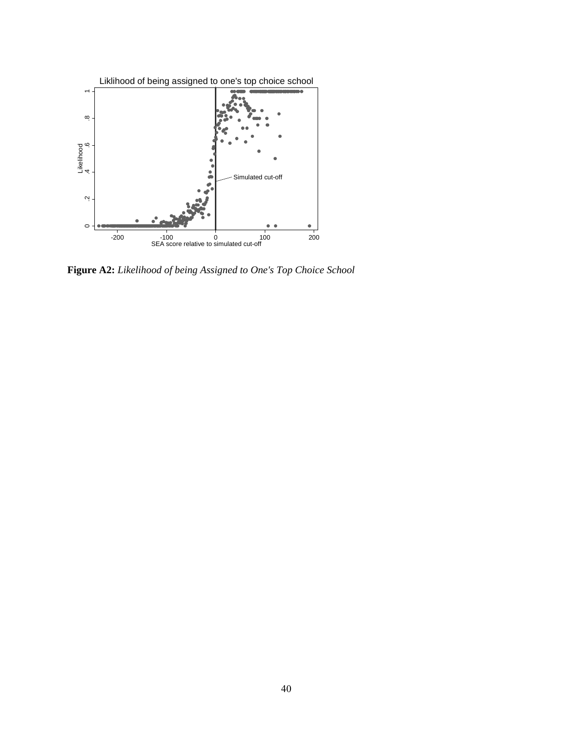Liklihood of being assigned to one's top choice school

Likelihood

0
.2
.4
.6
.8
1

-200
-100
0
100
200

SEA score relative to simulated cut-off

Simulated cut-off

**Figure A2:** *Likelihood of being Assigned to One's Top Choice School*